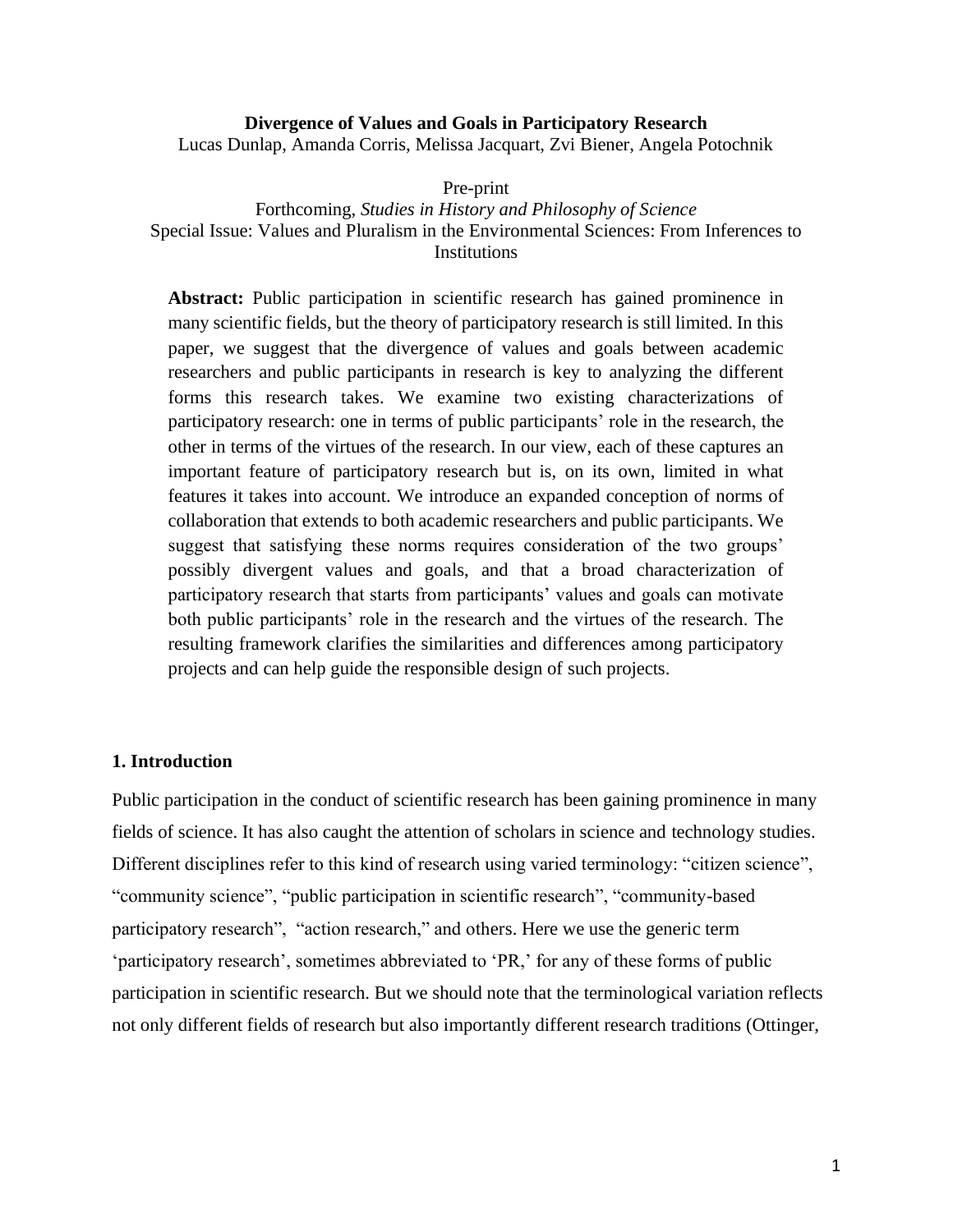**Divergence of Values and Goals in Participatory Research**

Lucas Dunlap, Amanda Corris, Melissa Jacquart, Zvi Biener, Angela Potochnik

Pre-print

Forthcoming, *Studies in History and Philosophy of Science*

Special Issue: Values and Pluralism in the Environmental Sciences: From Inferences to Institutions

**Abstract:** Public participation in scientific research has gained prominence in many scientific fields, but the theory of participatory research is still limited. In this paper, we suggest that the divergence of values and goals between academic researchers and public participants in research is key to analyzing the different forms this research takes. We examine two existing characterizations of participatory research: one in terms of public participants' role in the research, the other in terms of the virtues of the research. In our view, each of these captures an important feature of participatory research but is, on its own, limited in what features it takes into account. We introduce an expanded conception of norms of collaboration that extends to both academic researchers and public participants. We suggest that satisfying these norms requires consideration of the two groups' possibly divergent values and goals, and that a broad characterization of participatory research that starts from participants' values and goals can motivate both public participants' role in the research and the virtues of the research. The resulting framework clarifies the similarities and differences among participatory projects and can help guide the responsible design of such projects.

## 1. Introduction

Public participation in the conduct of scientific research has been gaining prominence in many fields of science. It has also caught the attention of scholars in science and technology studies. Different disciplines refer to this kind of research using varied terminology: "citizen science", "community science", "public participation in scientific research", "community-based participatory research", "action research," and others. Here we use the generic term 'participatory research', sometimes abbreviated to 'PR,' for any of these forms of public participation in scientific research. But we should note that the terminological variation reflects not only different fields of research but also importantly different research traditions (Ottinger,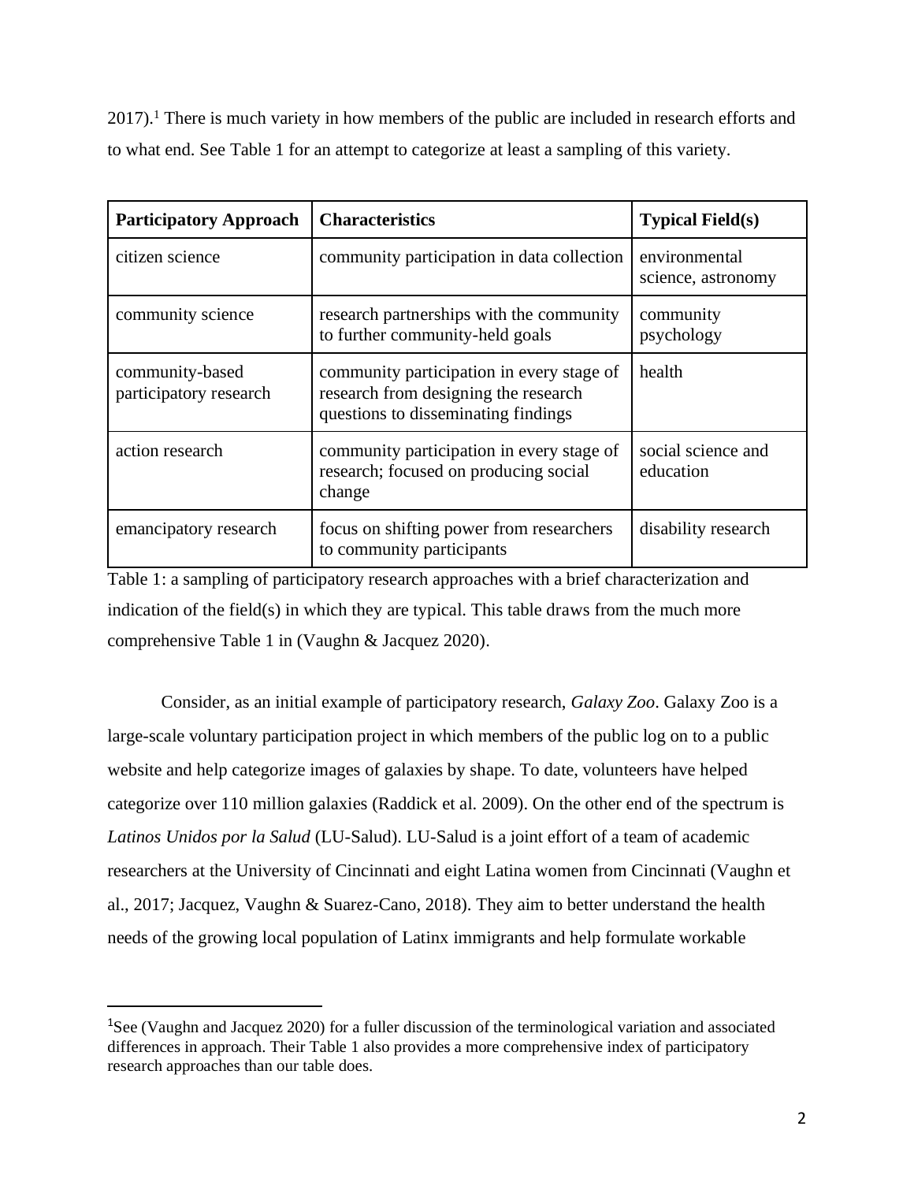2017).[1] There is much variety in how members of the public are included in research efforts and to what end. See Table 1 for an attempt to categorize at least a sampling of this variety.

| **Participatory Approach** | **Characteristics** | **Typical Field(s)** |
|---|---|---|
| citizen science | community participation in data collection | environmental science, astronomy |
| community science | research partnerships with the community to further community-held goals | community psychology |
| community-based participatory research | community participation in every stage of research from designing the research questions to disseminating findings | health |
| action research | community participation in every stage of research; focused on producing social change | social science and education |
| emancipatory research | focus on shifting power from researchers to community participants | disability research |

Table 1: a sampling of participatory research approaches with a brief characterization and indication of the field(s) in which they are typical. This table draws from the much more comprehensive Table 1 in (Vaughn & Jacquez 2020).

Consider, as an initial example of participatory research, *Galaxy Zoo*. Galaxy Zoo is a large-scale voluntary participation project in which members of the public log on to a public website and help categorize images of galaxies by shape. To date, volunteers have helped categorize over 110 million galaxies (Raddick et al. 2009). On the other end of the spectrum is *Latinos Unidos por la Salud* (LU-Salud). LU-Salud is a joint effort of a team of academic researchers at the University of Cincinnati and eight Latina women from Cincinnati (Vaughn et al., 2017; Jacquez, Vaughn & Suarez-Cano, 2018). They aim to better understand the health needs of the growing local population of Latinx immigrants and help formulate workable

[1]See (Vaughn and Jacquez 2020) for a fuller discussion of the terminological variation and associated differences in approach. Their Table 1 also provides a more comprehensive index of participatory research approaches than our table does.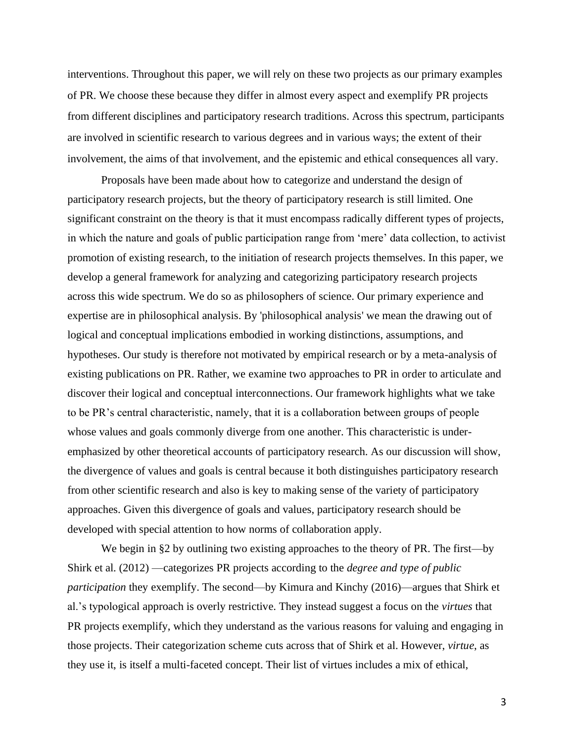interventions. Throughout this paper, we will rely on these two projects as our primary examples of PR. We choose these because they differ in almost every aspect and exemplify PR projects from different disciplines and participatory research traditions. Across this spectrum, participants are involved in scientific research to various degrees and in various ways; the extent of their involvement, the aims of that involvement, and the epistemic and ethical consequences all vary.

Proposals have been made about how to categorize and understand the design of participatory research projects, but the theory of participatory research is still limited. One significant constraint on the theory is that it must encompass radically different types of projects, in which the nature and goals of public participation range from 'mere' data collection, to activist promotion of existing research, to the initiation of research projects themselves. In this paper, we develop a general framework for analyzing and categorizing participatory research projects across this wide spectrum. We do so as philosophers of science. Our primary experience and expertise are in philosophical analysis. By 'philosophical analysis' we mean the drawing out of logical and conceptual implications embodied in working distinctions, assumptions, and hypotheses. Our study is therefore not motivated by empirical research or by a meta-analysis of existing publications on PR. Rather, we examine two approaches to PR in order to articulate and discover their logical and conceptual interconnections. Our framework highlights what we take to be PR's central characteristic, namely, that it is a collaboration between groups of people whose values and goals commonly diverge from one another. This characteristic is under-emphasized by other theoretical accounts of participatory research. As our discussion will show, the divergence of values and goals is central because it both distinguishes participatory research from other scientific research and also is key to making sense of the variety of participatory approaches. Given this divergence of goals and values, participatory research should be developed with special attention to how norms of collaboration apply.

We begin in §2 by outlining two existing approaches to the theory of PR. The first—by Shirk et al. (2012) —categorizes PR projects according to the *degree and type of public participation* they exemplify. The second—by Kimura and Kinchy (2016)—argues that Shirk et al.'s typological approach is overly restrictive. They instead suggest a focus on the *virtues* that PR projects exemplify, which they understand as the various reasons for valuing and engaging in those projects. Their categorization scheme cuts across that of Shirk et al. However, *virtue*, as they use it, is itself a multi-faceted concept. Their list of virtues includes a mix of ethical,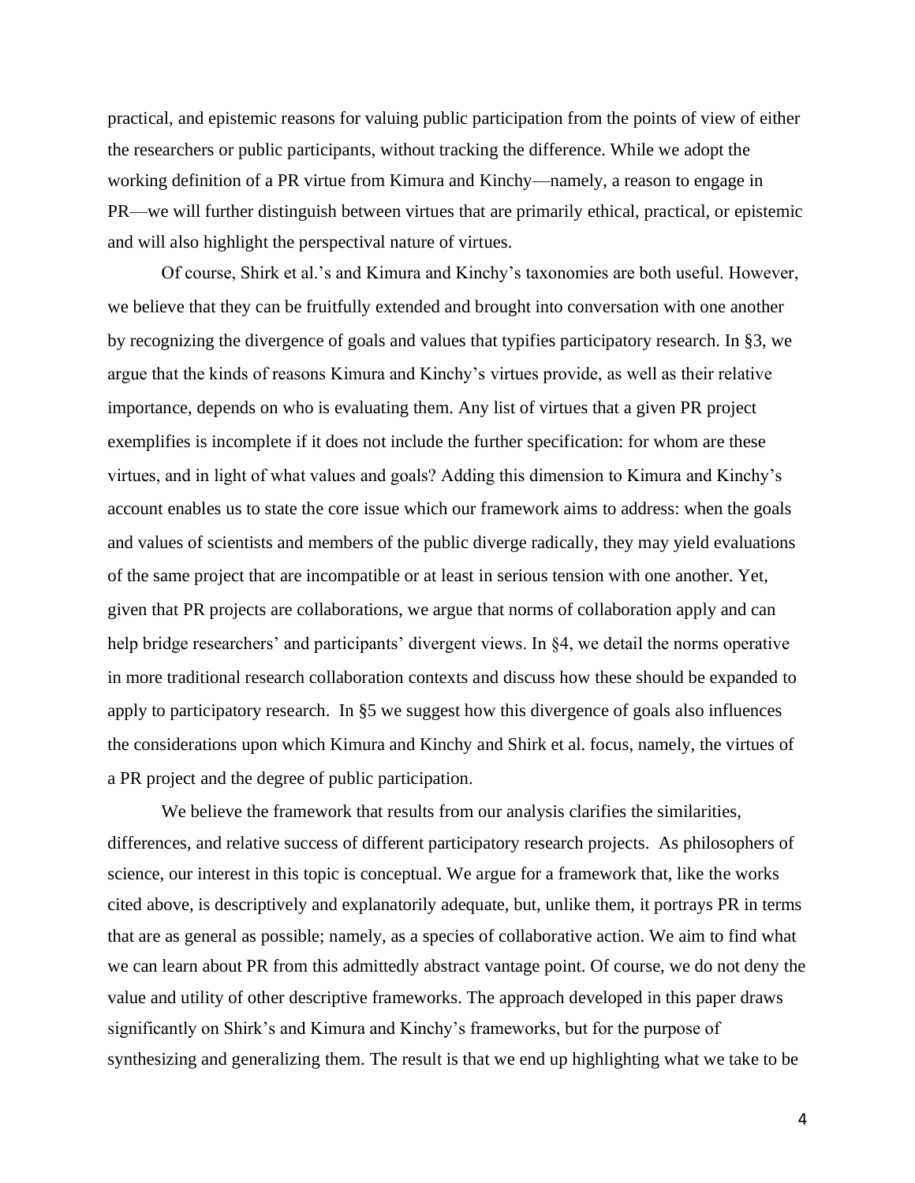practical, and epistemic reasons for valuing public participation from the points of view of either the researchers or public participants, without tracking the difference. While we adopt the working definition of a PR virtue from Kimura and Kinchy—namely, a reason to engage in PR—we will further distinguish between virtues that are primarily ethical, practical, or epistemic and will also highlight the perspectival nature of virtues.

Of course, Shirk et al.'s and Kimura and Kinchy's taxonomies are both useful. However, we believe that they can be fruitfully extended and brought into conversation with one another by recognizing the divergence of goals and values that typifies participatory research. In §3, we argue that the kinds of reasons Kimura and Kinchy's virtues provide, as well as their relative importance, depends on who is evaluating them. Any list of virtues that a given PR project exemplifies is incomplete if it does not include the further specification: for whom are these virtues, and in light of what values and goals? Adding this dimension to Kimura and Kinchy's account enables us to state the core issue which our framework aims to address: when the goals and values of scientists and members of the public diverge radically, they may yield evaluations of the same project that are incompatible or at least in serious tension with one another. Yet, given that PR projects are collaborations, we argue that norms of collaboration apply and can help bridge researchers' and participants' divergent views. In §4, we detail the norms operative in more traditional research collaboration contexts and discuss how these should be expanded to apply to participatory research. In §5 we suggest how this divergence of goals also influences the considerations upon which Kimura and Kinchy and Shirk et al. focus, namely, the virtues of a PR project and the degree of public participation.

We believe the framework that results from our analysis clarifies the similarities, differences, and relative success of different participatory research projects. As philosophers of science, our interest in this topic is conceptual. We argue for a framework that, like the works cited above, is descriptively and explanatorily adequate, but, unlike them, it portrays PR in terms that are as general as possible; namely, as a species of collaborative action. We aim to find what we can learn about PR from this admittedly abstract vantage point. Of course, we do not deny the value and utility of other descriptive frameworks. The approach developed in this paper draws significantly on Shirk's and Kimura and Kinchy's frameworks, but for the purpose of synthesizing and generalizing them. The result is that we end up highlighting what we take to be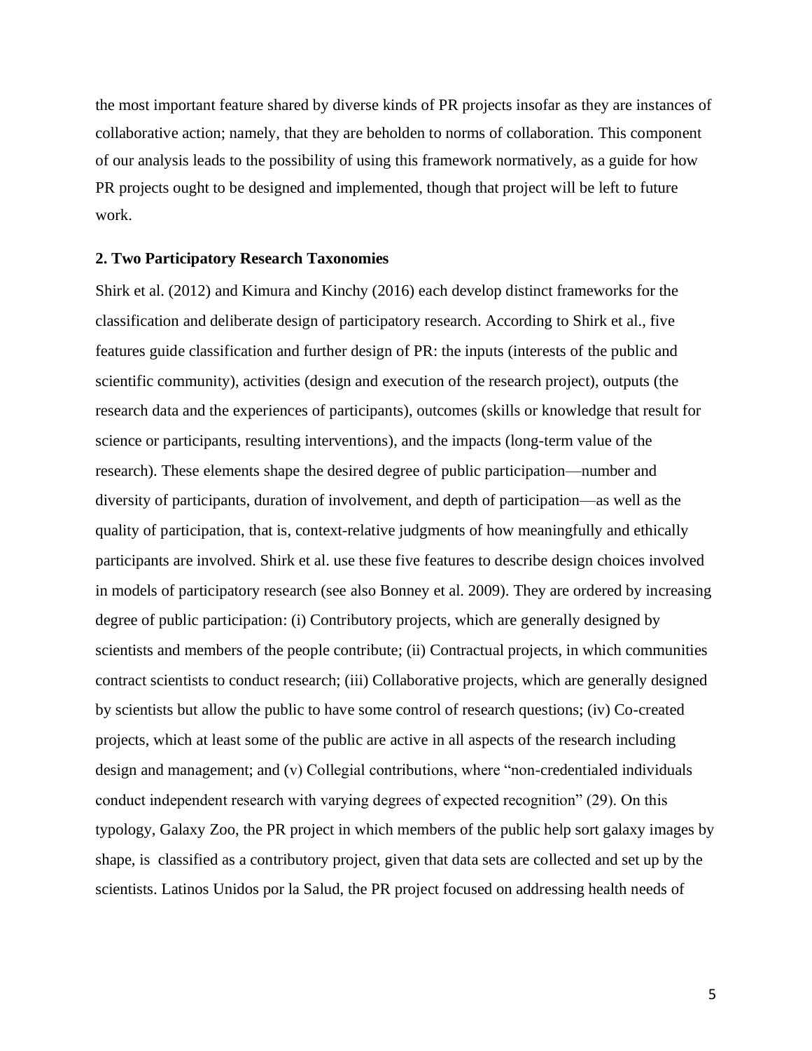the most important feature shared by diverse kinds of PR projects insofar as they are instances of collaborative action; namely, that they are beholden to norms of collaboration. This component of our analysis leads to the possibility of using this framework normatively, as a guide for how PR projects ought to be designed and implemented, though that project will be left to future work.

## 2. Two Participatory Research Taxonomies

Shirk et al. (2012) and Kimura and Kinchy (2016) each develop distinct frameworks for the classification and deliberate design of participatory research. According to Shirk et al., five features guide classification and further design of PR: the inputs (interests of the public and scientific community), activities (design and execution of the research project), outputs (the research data and the experiences of participants), outcomes (skills or knowledge that result for science or participants, resulting interventions), and the impacts (long-term value of the research). These elements shape the desired degree of public participation—number and diversity of participants, duration of involvement, and depth of participation—as well as the quality of participation, that is, context-relative judgments of how meaningfully and ethically participants are involved. Shirk et al. use these five features to describe design choices involved in models of participatory research (see also Bonney et al. 2009). They are ordered by increasing degree of public participation: (i) Contributory projects, which are generally designed by scientists and members of the people contribute; (ii) Contractual projects, in which communities contract scientists to conduct research; (iii) Collaborative projects, which are generally designed by scientists but allow the public to have some control of research questions; (iv) Co-created projects, which at least some of the public are active in all aspects of the research including design and management; and (v) Collegial contributions, where "non-credentialed individuals conduct independent research with varying degrees of expected recognition" (29). On this typology, Galaxy Zoo, the PR project in which members of the public help sort galaxy images by shape, is classified as a contributory project, given that data sets are collected and set up by the scientists. Latinos Unidos por la Salud, the PR project focused on addressing health needs of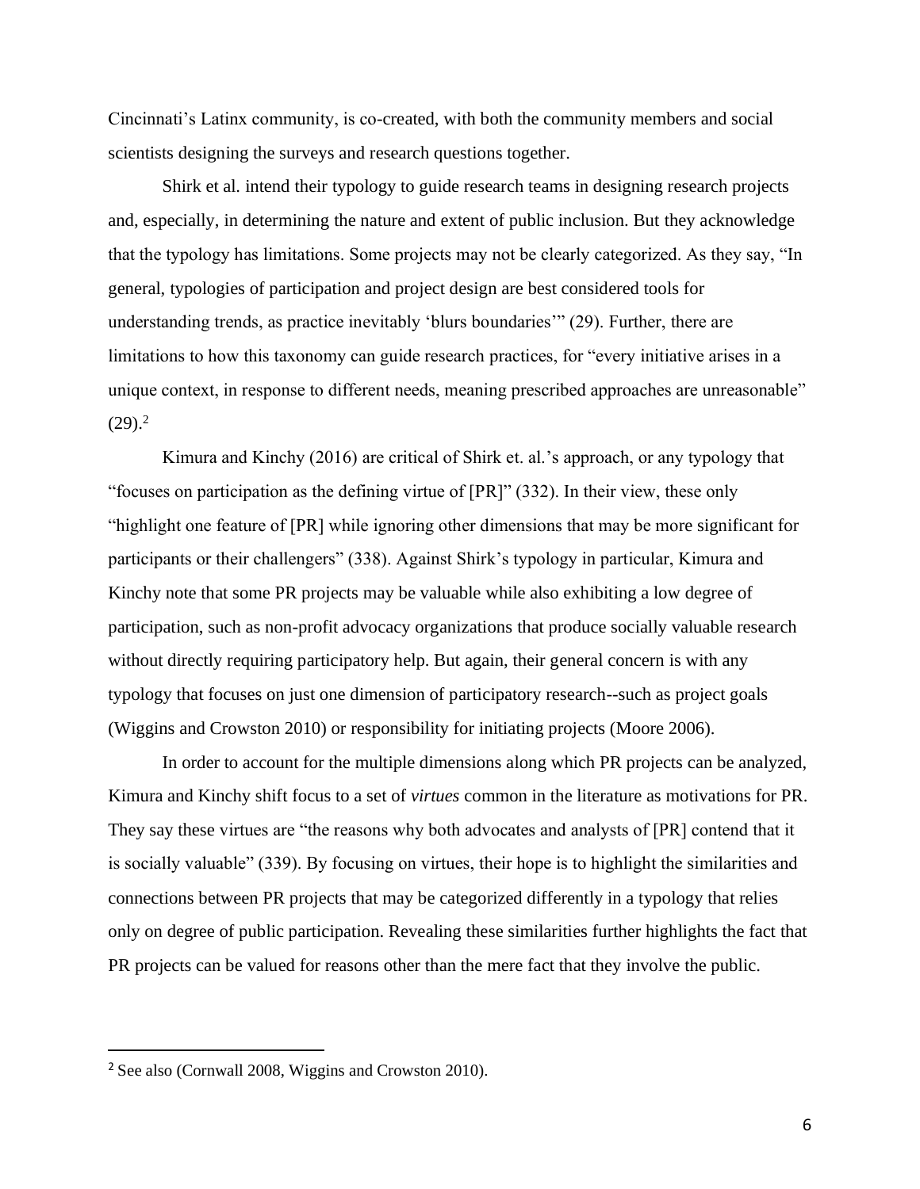Cincinnati's Latinx community, is co-created, with both the community members and social scientists designing the surveys and research questions together.

Shirk et al. intend their typology to guide research teams in designing research projects and, especially, in determining the nature and extent of public inclusion. But they acknowledge that the typology has limitations. Some projects may not be clearly categorized. As they say, "In general, typologies of participation and project design are best considered tools for understanding trends, as practice inevitably 'blurs boundaries'" (29). Further, there are limitations to how this taxonomy can guide research practices, for "every initiative arises in a unique context, in response to different needs, meaning prescribed approaches are unreasonable" (29).[2]

Kimura and Kinchy (2016) are critical of Shirk et. al.'s approach, or any typology that "focuses on participation as the defining virtue of [PR]" (332). In their view, these only "highlight one feature of [PR] while ignoring other dimensions that may be more significant for participants or their challengers" (338). Against Shirk's typology in particular, Kimura and Kinchy note that some PR projects may be valuable while also exhibiting a low degree of participation, such as non-profit advocacy organizations that produce socially valuable research without directly requiring participatory help. But again, their general concern is with any typology that focuses on just one dimension of participatory research--such as project goals (Wiggins and Crowston 2010) or responsibility for initiating projects (Moore 2006).

In order to account for the multiple dimensions along which PR projects can be analyzed, Kimura and Kinchy shift focus to a set of *virtues* common in the literature as motivations for PR. They say these virtues are "the reasons why both advocates and analysts of [PR] contend that it is socially valuable" (339). By focusing on virtues, their hope is to highlight the similarities and connections between PR projects that may be categorized differently in a typology that relies only on degree of public participation. Revealing these similarities further highlights the fact that PR projects can be valued for reasons other than the mere fact that they involve the public.

[2] See also (Cornwall 2008, Wiggins and Crowston 2010).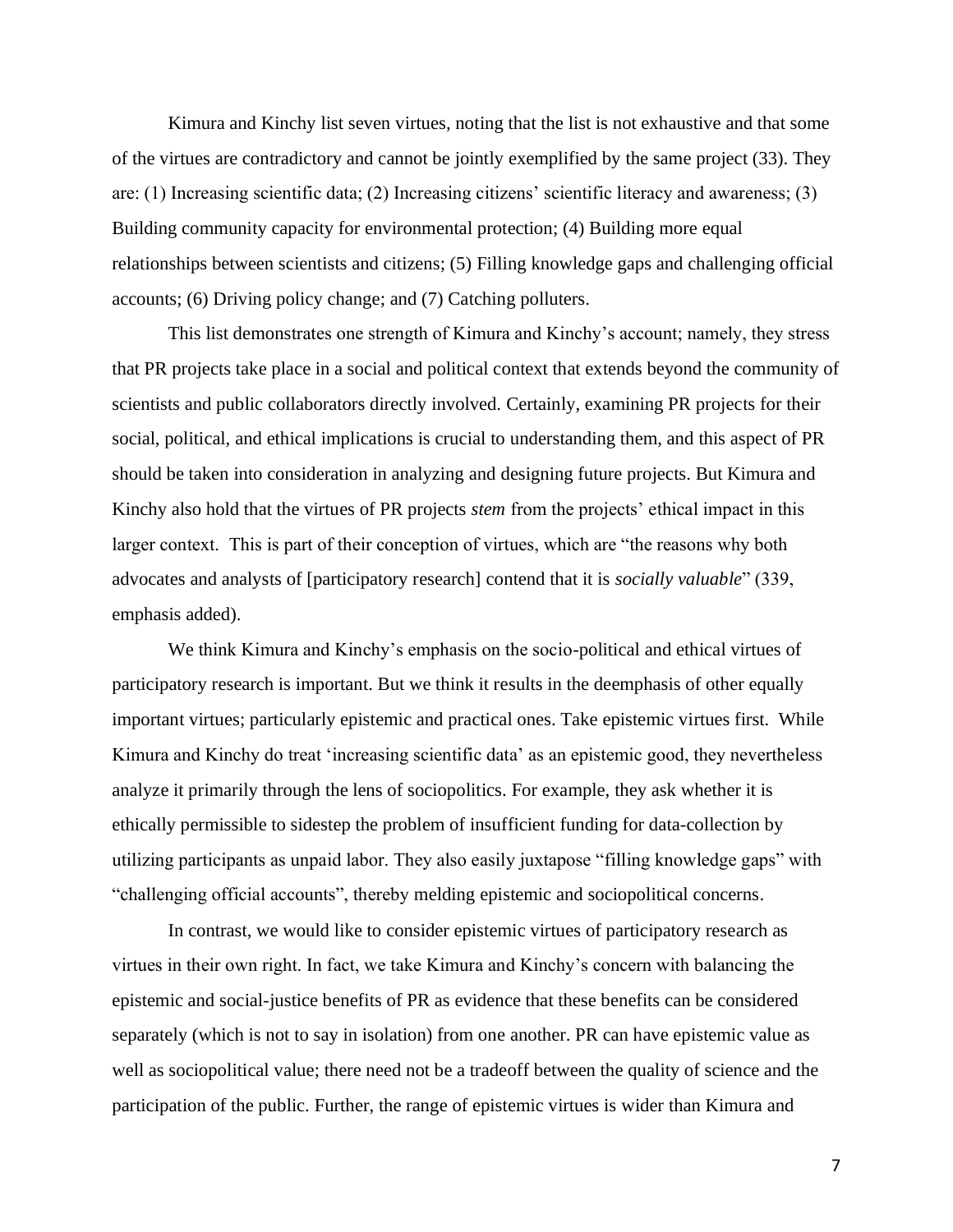Kimura and Kinchy list seven virtues, noting that the list is not exhaustive and that some of the virtues are contradictory and cannot be jointly exemplified by the same project (33). They are: (1) Increasing scientific data; (2) Increasing citizens' scientific literacy and awareness; (3) Building community capacity for environmental protection; (4) Building more equal relationships between scientists and citizens; (5) Filling knowledge gaps and challenging official accounts; (6) Driving policy change; and (7) Catching polluters.

This list demonstrates one strength of Kimura and Kinchy's account; namely, they stress that PR projects take place in a social and political context that extends beyond the community of scientists and public collaborators directly involved. Certainly, examining PR projects for their social, political, and ethical implications is crucial to understanding them, and this aspect of PR should be taken into consideration in analyzing and designing future projects. But Kimura and Kinchy also hold that the virtues of PR projects *stem* from the projects' ethical impact in this larger context. This is part of their conception of virtues, which are "the reasons why both advocates and analysts of [participatory research] contend that it is *socially valuable*" (339, emphasis added).

We think Kimura and Kinchy's emphasis on the socio-political and ethical virtues of participatory research is important. But we think it results in the deemphasis of other equally important virtues; particularly epistemic and practical ones. Take epistemic virtues first. While Kimura and Kinchy do treat 'increasing scientific data' as an epistemic good, they nevertheless analyze it primarily through the lens of sociopolitics. For example, they ask whether it is ethically permissible to sidestep the problem of insufficient funding for data-collection by utilizing participants as unpaid labor. They also easily juxtapose "filling knowledge gaps" with "challenging official accounts", thereby melding epistemic and sociopolitical concerns.

In contrast, we would like to consider epistemic virtues of participatory research as virtues in their own right. In fact, we take Kimura and Kinchy's concern with balancing the epistemic and social-justice benefits of PR as evidence that these benefits can be considered separately (which is not to say in isolation) from one another. PR can have epistemic value as well as sociopolitical value; there need not be a tradeoff between the quality of science and the participation of the public. Further, the range of epistemic virtues is wider than Kimura and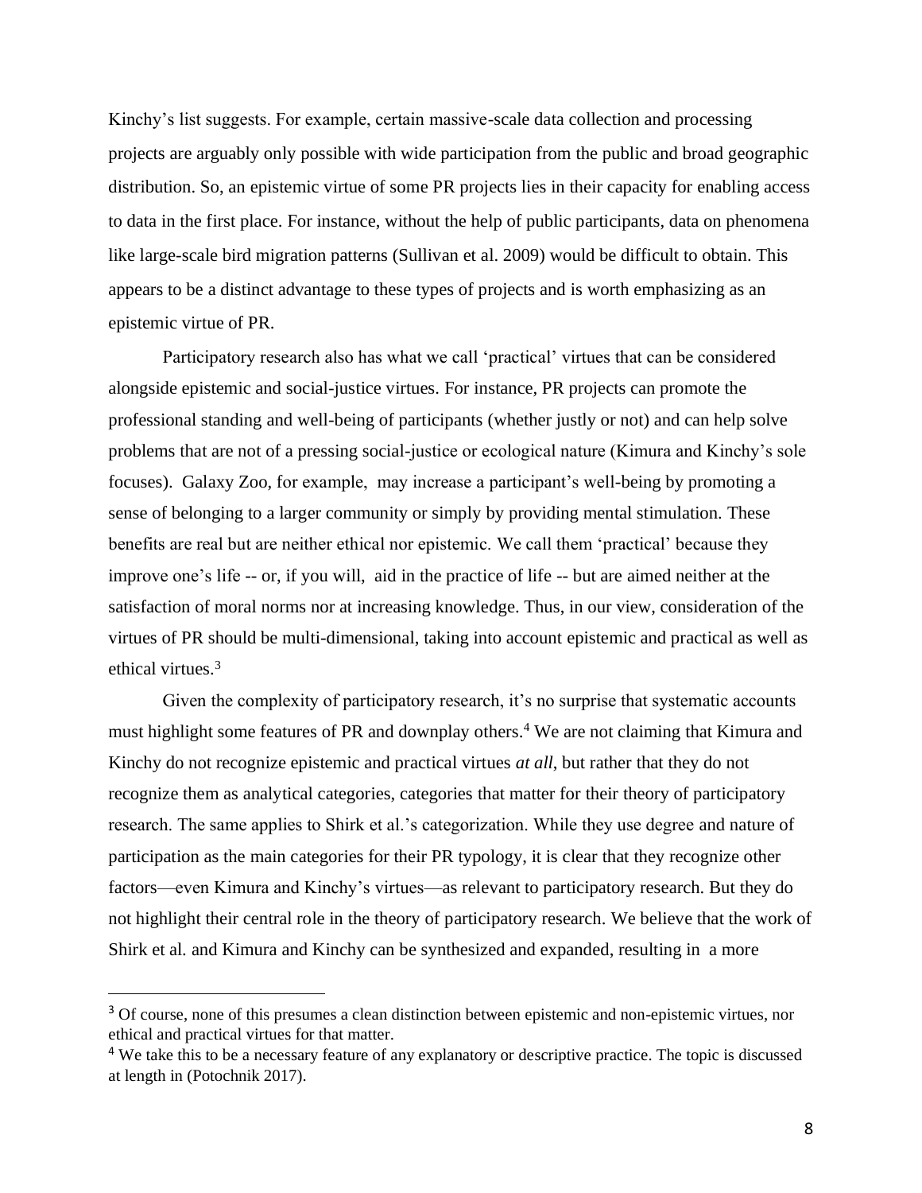Kinchy's list suggests. For example, certain massive-scale data collection and processing projects are arguably only possible with wide participation from the public and broad geographic distribution. So, an epistemic virtue of some PR projects lies in their capacity for enabling access to data in the first place. For instance, without the help of public participants, data on phenomena like large-scale bird migration patterns (Sullivan et al. 2009) would be difficult to obtain. This appears to be a distinct advantage to these types of projects and is worth emphasizing as an epistemic virtue of PR.

Participatory research also has what we call 'practical' virtues that can be considered alongside epistemic and social-justice virtues. For instance, PR projects can promote the professional standing and well-being of participants (whether justly or not) and can help solve problems that are not of a pressing social-justice or ecological nature (Kimura and Kinchy's sole focuses). Galaxy Zoo, for example, may increase a participant's well-being by promoting a sense of belonging to a larger community or simply by providing mental stimulation. These benefits are real but are neither ethical nor epistemic. We call them 'practical' because they improve one's life -- or, if you will, aid in the practice of life -- but are aimed neither at the satisfaction of moral norms nor at increasing knowledge. Thus, in our view, consideration of the virtues of PR should be multi-dimensional, taking into account epistemic and practical as well as ethical virtues.[3]

Given the complexity of participatory research, it's no surprise that systematic accounts must highlight some features of PR and downplay others.[4] We are not claiming that Kimura and Kinchy do not recognize epistemic and practical virtues *at all*, but rather that they do not recognize them as analytical categories, categories that matter for their theory of participatory research. The same applies to Shirk et al.'s categorization. While they use degree and nature of participation as the main categories for their PR typology, it is clear that they recognize other factors—even Kimura and Kinchy's virtues—as relevant to participatory research. But they do not highlight their central role in the theory of participatory research. We believe that the work of Shirk et al. and Kimura and Kinchy can be synthesized and expanded, resulting in a more

---

[3] Of course, none of this presumes a clean distinction between epistemic and non-epistemic virtues, nor ethical and practical virtues for that matter.

[4] We take this to be a necessary feature of any explanatory or descriptive practice. The topic is discussed at length in (Potochnik 2017).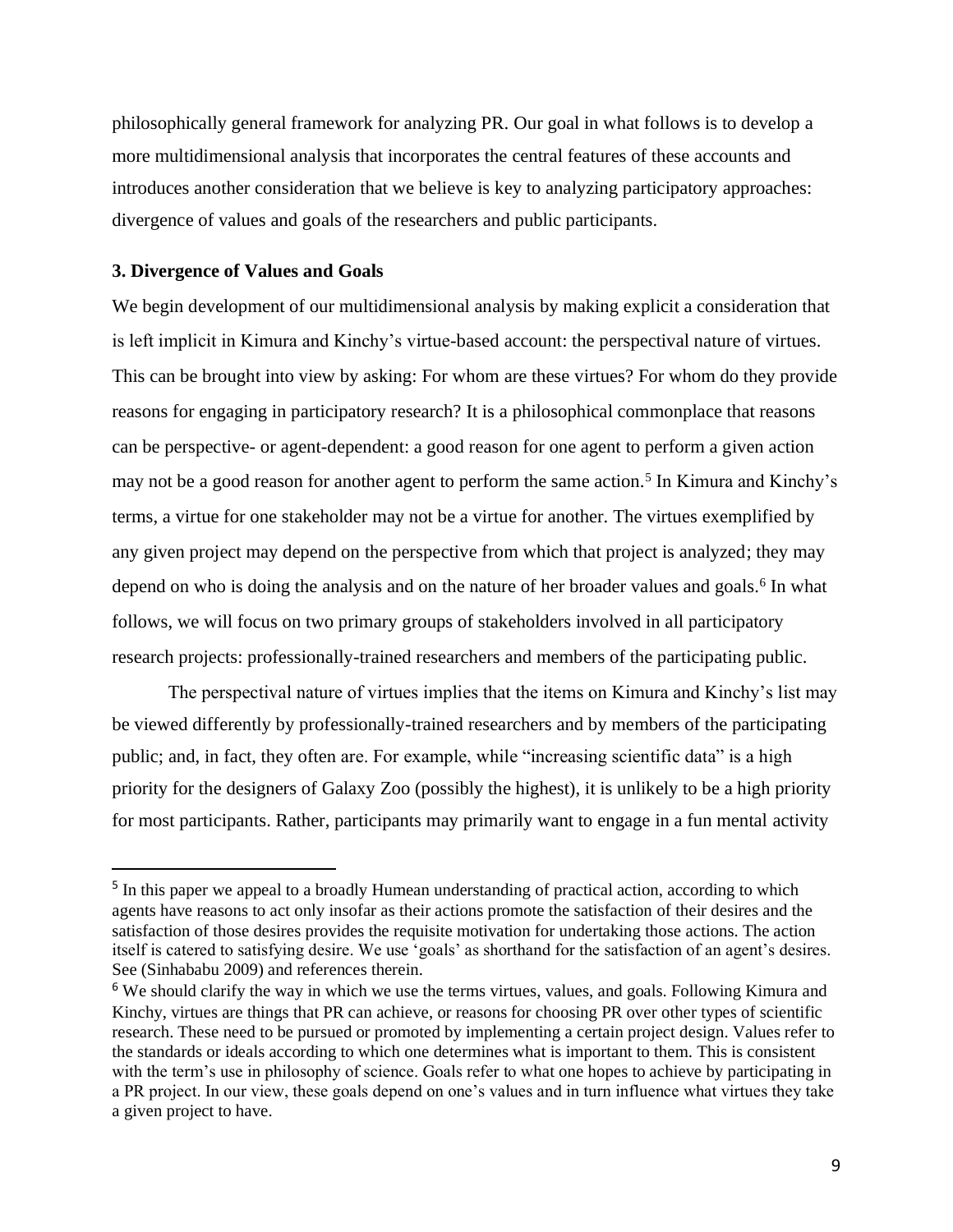philosophically general framework for analyzing PR. Our goal in what follows is to develop a more multidimensional analysis that incorporates the central features of these accounts and introduces another consideration that we believe is key to analyzing participatory approaches: divergence of values and goals of the researchers and public participants.

### 3. Divergence of Values and Goals

We begin development of our multidimensional analysis by making explicit a consideration that is left implicit in Kimura and Kinchy's virtue-based account: the perspectival nature of virtues. This can be brought into view by asking: For whom are these virtues? For whom do they provide reasons for engaging in participatory research? It is a philosophical commonplace that reasons can be perspective- or agent-dependent: a good reason for one agent to perform a given action may not be a good reason for another agent to perform the same action.[5] In Kimura and Kinchy's terms, a virtue for one stakeholder may not be a virtue for another. The virtues exemplified by any given project may depend on the perspective from which that project is analyzed; they may depend on who is doing the analysis and on the nature of her broader values and goals.[6] In what follows, we will focus on two primary groups of stakeholders involved in all participatory research projects: professionally-trained researchers and members of the participating public.

The perspectival nature of virtues implies that the items on Kimura and Kinchy's list may be viewed differently by professionally-trained researchers and by members of the participating public; and, in fact, they often are. For example, while "increasing scientific data" is a high priority for the designers of Galaxy Zoo (possibly the highest), it is unlikely to be a high priority for most participants. Rather, participants may primarily want to engage in a fun mental activity

[5] In this paper we appeal to a broadly Humean understanding of practical action, according to which agents have reasons to act only insofar as their actions promote the satisfaction of their desires and the satisfaction of those desires provides the requisite motivation for undertaking those actions. The action itself is catered to satisfying desire. We use 'goals' as shorthand for the satisfaction of an agent's desires. See (Sinhababu 2009) and references therein.

[6] We should clarify the way in which we use the terms virtues, values, and goals. Following Kimura and Kinchy, virtues are things that PR can achieve, or reasons for choosing PR over other types of scientific research. These need to be pursued or promoted by implementing a certain project design. Values refer to the standards or ideals according to which one determines what is important to them. This is consistent with the term's use in philosophy of science. Goals refer to what one hopes to achieve by participating in a PR project. In our view, these goals depend on one's values and in turn influence what virtues they take a given project to have.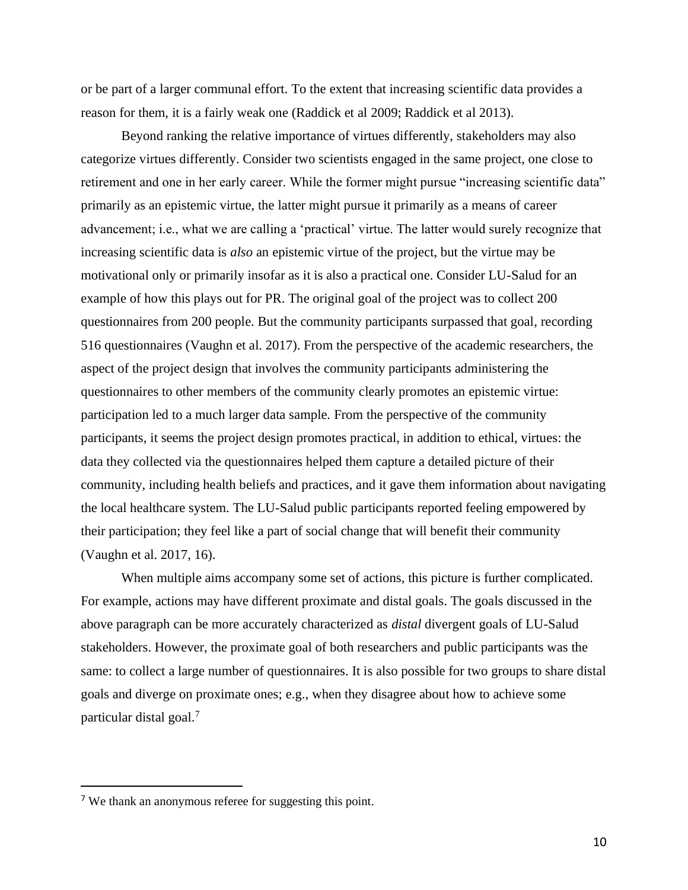or be part of a larger communal effort. To the extent that increasing scientific data provides a reason for them, it is a fairly weak one (Raddick et al 2009; Raddick et al 2013).

Beyond ranking the relative importance of virtues differently, stakeholders may also categorize virtues differently. Consider two scientists engaged in the same project, one close to retirement and one in her early career. While the former might pursue "increasing scientific data" primarily as an epistemic virtue, the latter might pursue it primarily as a means of career advancement; i.e., what we are calling a 'practical' virtue. The latter would surely recognize that increasing scientific data is *also* an epistemic virtue of the project, but the virtue may be motivational only or primarily insofar as it is also a practical one. Consider LU-Salud for an example of how this plays out for PR. The original goal of the project was to collect 200 questionnaires from 200 people. But the community participants surpassed that goal, recording 516 questionnaires (Vaughn et al. 2017). From the perspective of the academic researchers, the aspect of the project design that involves the community participants administering the questionnaires to other members of the community clearly promotes an epistemic virtue: participation led to a much larger data sample. From the perspective of the community participants, it seems the project design promotes practical, in addition to ethical, virtues: the data they collected via the questionnaires helped them capture a detailed picture of their community, including health beliefs and practices, and it gave them information about navigating the local healthcare system. The LU-Salud public participants reported feeling empowered by their participation; they feel like a part of social change that will benefit their community (Vaughn et al. 2017, 16).

When multiple aims accompany some set of actions, this picture is further complicated. For example, actions may have different proximate and distal goals. The goals discussed in the above paragraph can be more accurately characterized as *distal* divergent goals of LU-Salud stakeholders. However, the proximate goal of both researchers and public participants was the same: to collect a large number of questionnaires. It is also possible for two groups to share distal goals and diverge on proximate ones; e.g., when they disagree about how to achieve some particular distal goal.[7]

[7] We thank an anonymous referee for suggesting this point.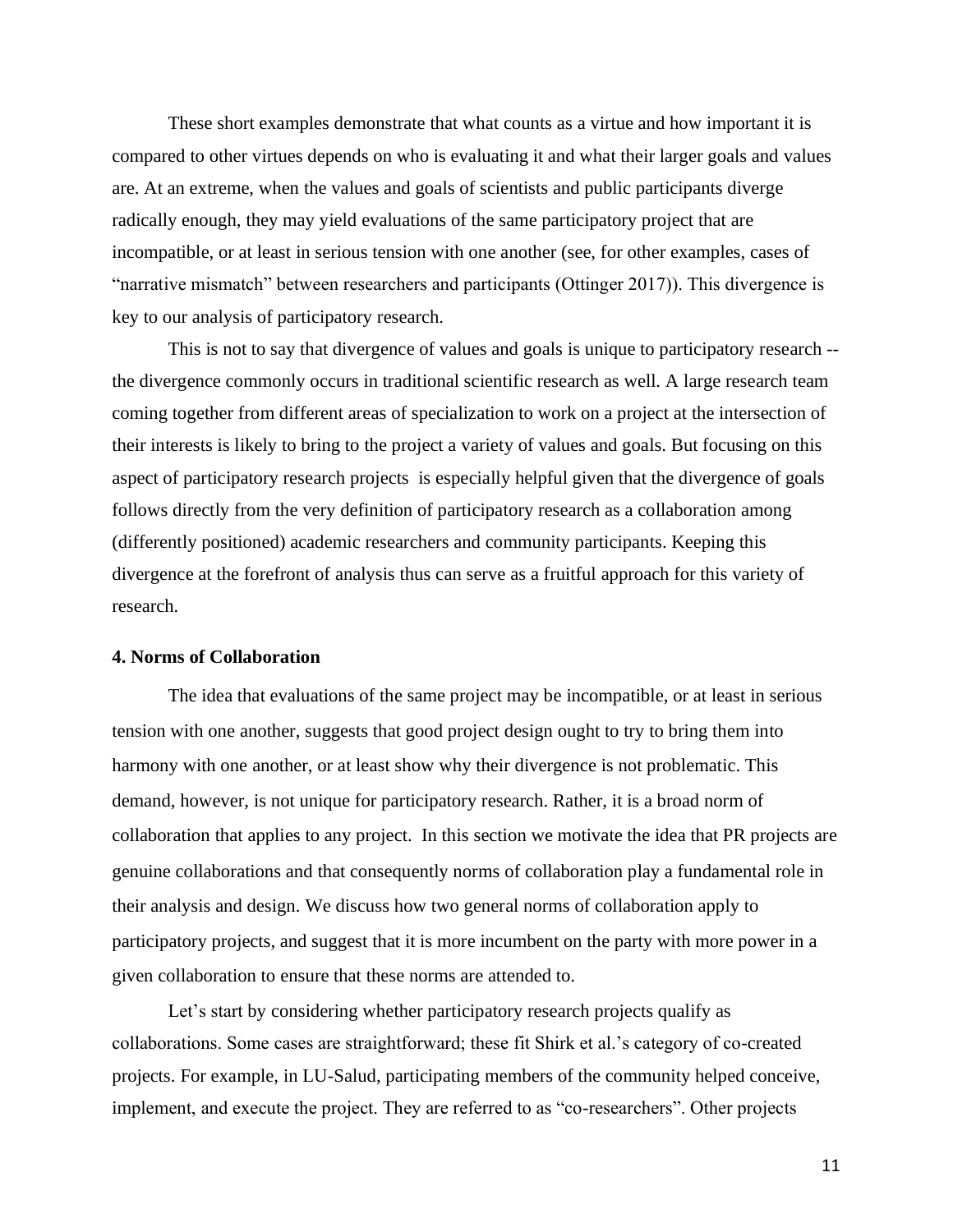These short examples demonstrate that what counts as a virtue and how important it is compared to other virtues depends on who is evaluating it and what their larger goals and values are. At an extreme, when the values and goals of scientists and public participants diverge radically enough, they may yield evaluations of the same participatory project that are incompatible, or at least in serious tension with one another (see, for other examples, cases of "narrative mismatch" between researchers and participants (Ottinger 2017)). This divergence is key to our analysis of participatory research.

This is not to say that divergence of values and goals is unique to participatory research -- the divergence commonly occurs in traditional scientific research as well. A large research team coming together from different areas of specialization to work on a project at the intersection of their interests is likely to bring to the project a variety of values and goals. But focusing on this aspect of participatory research projects is especially helpful given that the divergence of goals follows directly from the very definition of participatory research as a collaboration among (differently positioned) academic researchers and community participants. Keeping this divergence at the forefront of analysis thus can serve as a fruitful approach for this variety of research.

## 4. Norms of Collaboration

The idea that evaluations of the same project may be incompatible, or at least in serious tension with one another, suggests that good project design ought to try to bring them into harmony with one another, or at least show why their divergence is not problematic. This demand, however, is not unique for participatory research. Rather, it is a broad norm of collaboration that applies to any project. In this section we motivate the idea that PR projects are genuine collaborations and that consequently norms of collaboration play a fundamental role in their analysis and design. We discuss how two general norms of collaboration apply to participatory projects, and suggest that it is more incumbent on the party with more power in a given collaboration to ensure that these norms are attended to.

Let's start by considering whether participatory research projects qualify as collaborations. Some cases are straightforward; these fit Shirk et al.'s category of co-created projects. For example, in LU-Salud, participating members of the community helped conceive, implement, and execute the project. They are referred to as "co-researchers". Other projects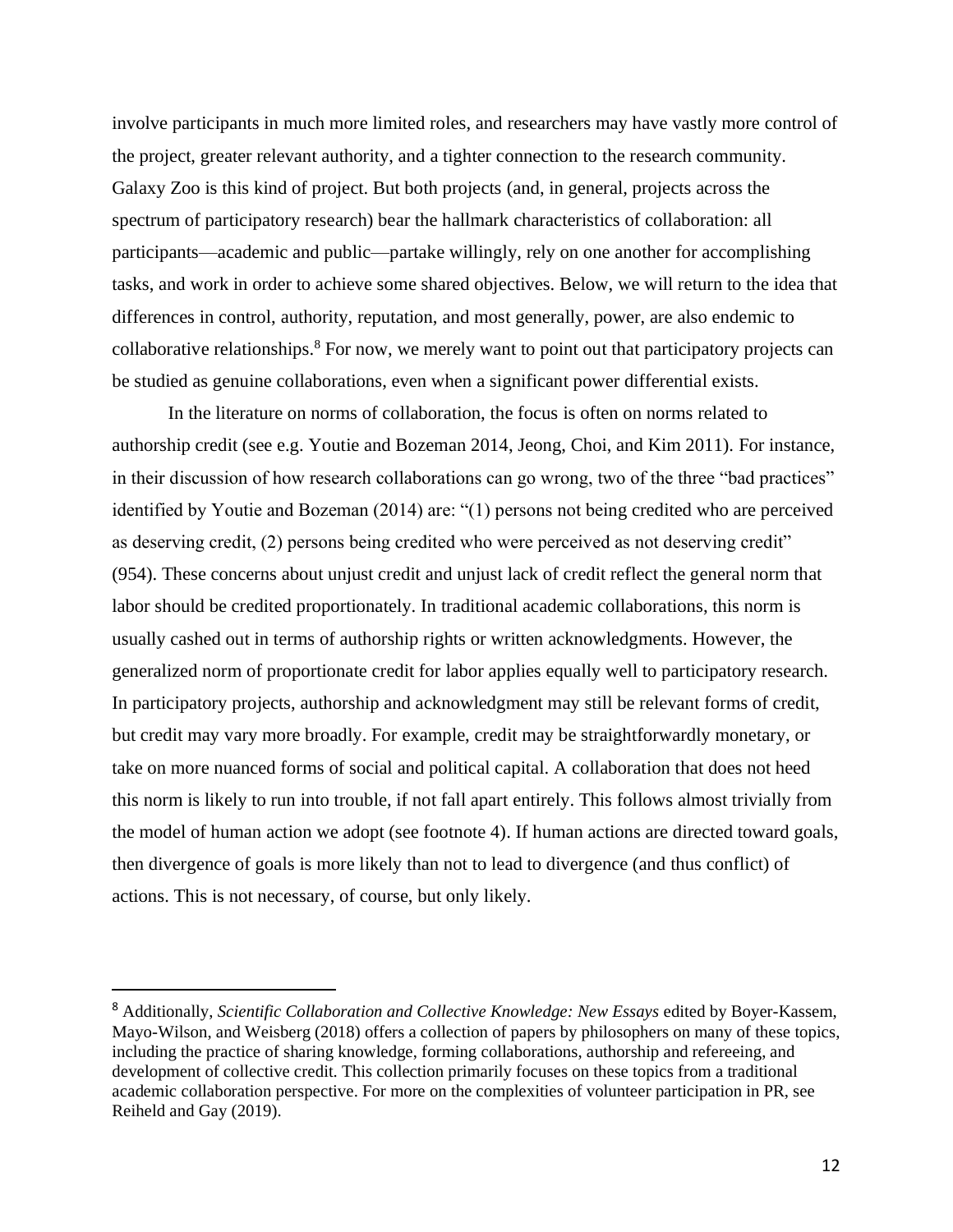involve participants in much more limited roles, and researchers may have vastly more control of the project, greater relevant authority, and a tighter connection to the research community. Galaxy Zoo is this kind of project. But both projects (and, in general, projects across the spectrum of participatory research) bear the hallmark characteristics of collaboration: all participants—academic and public—partake willingly, rely on one another for accomplishing tasks, and work in order to achieve some shared objectives. Below, we will return to the idea that differences in control, authority, reputation, and most generally, power, are also endemic to collaborative relationships.[8] For now, we merely want to point out that participatory projects can be studied as genuine collaborations, even when a significant power differential exists.

In the literature on norms of collaboration, the focus is often on norms related to authorship credit (see e.g. Youtie and Bozeman 2014, Jeong, Choi, and Kim 2011). For instance, in their discussion of how research collaborations can go wrong, two of the three "bad practices" identified by Youtie and Bozeman (2014) are: "(1) persons not being credited who are perceived as deserving credit, (2) persons being credited who were perceived as not deserving credit" (954). These concerns about unjust credit and unjust lack of credit reflect the general norm that labor should be credited proportionately. In traditional academic collaborations, this norm is usually cashed out in terms of authorship rights or written acknowledgments. However, the generalized norm of proportionate credit for labor applies equally well to participatory research. In participatory projects, authorship and acknowledgment may still be relevant forms of credit, but credit may vary more broadly. For example, credit may be straightforwardly monetary, or take on more nuanced forms of social and political capital. A collaboration that does not heed this norm is likely to run into trouble, if not fall apart entirely. This follows almost trivially from the model of human action we adopt (see footnote 4). If human actions are directed toward goals, then divergence of goals is more likely than not to lead to divergence (and thus conflict) of actions. This is not necessary, of course, but only likely.

---

[8] Additionally, *Scientific Collaboration and Collective Knowledge: New Essays* edited by Boyer-Kassem, Mayo-Wilson, and Weisberg (2018) offers a collection of papers by philosophers on many of these topics, including the practice of sharing knowledge, forming collaborations, authorship and refereeing, and development of collective credit. This collection primarily focuses on these topics from a traditional academic collaboration perspective. For more on the complexities of volunteer participation in PR, see Reiheld and Gay (2019).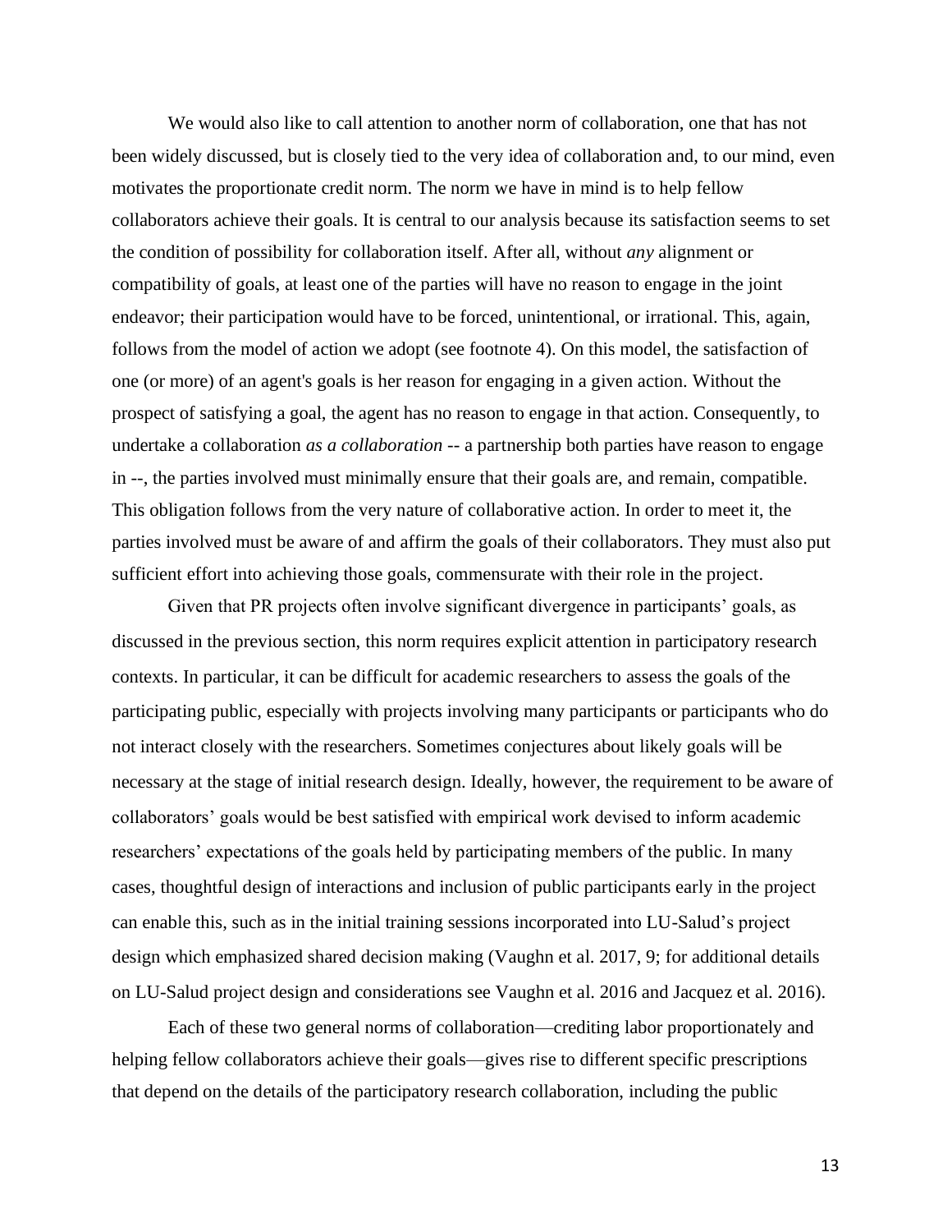We would also like to call attention to another norm of collaboration, one that has not been widely discussed, but is closely tied to the very idea of collaboration and, to our mind, even motivates the proportionate credit norm. The norm we have in mind is to help fellow collaborators achieve their goals. It is central to our analysis because its satisfaction seems to set the condition of possibility for collaboration itself. After all, without *any* alignment or compatibility of goals, at least one of the parties will have no reason to engage in the joint endeavor; their participation would have to be forced, unintentional, or irrational. This, again, follows from the model of action we adopt (see footnote 4). On this model, the satisfaction of one (or more) of an agent's goals is her reason for engaging in a given action. Without the prospect of satisfying a goal, the agent has no reason to engage in that action. Consequently, to undertake a collaboration *as a collaboration* -- a partnership both parties have reason to engage in --, the parties involved must minimally ensure that their goals are, and remain, compatible. This obligation follows from the very nature of collaborative action. In order to meet it, the parties involved must be aware of and affirm the goals of their collaborators. They must also put sufficient effort into achieving those goals, commensurate with their role in the project.

Given that PR projects often involve significant divergence in participants' goals, as discussed in the previous section, this norm requires explicit attention in participatory research contexts. In particular, it can be difficult for academic researchers to assess the goals of the participating public, especially with projects involving many participants or participants who do not interact closely with the researchers. Sometimes conjectures about likely goals will be necessary at the stage of initial research design. Ideally, however, the requirement to be aware of collaborators' goals would be best satisfied with empirical work devised to inform academic researchers' expectations of the goals held by participating members of the public. In many cases, thoughtful design of interactions and inclusion of public participants early in the project can enable this, such as in the initial training sessions incorporated into LU-Salud's project design which emphasized shared decision making (Vaughn et al. 2017, 9; for additional details on LU-Salud project design and considerations see Vaughn et al. 2016 and Jacquez et al. 2016).

Each of these two general norms of collaboration—crediting labor proportionately and helping fellow collaborators achieve their goals—gives rise to different specific prescriptions that depend on the details of the participatory research collaboration, including the public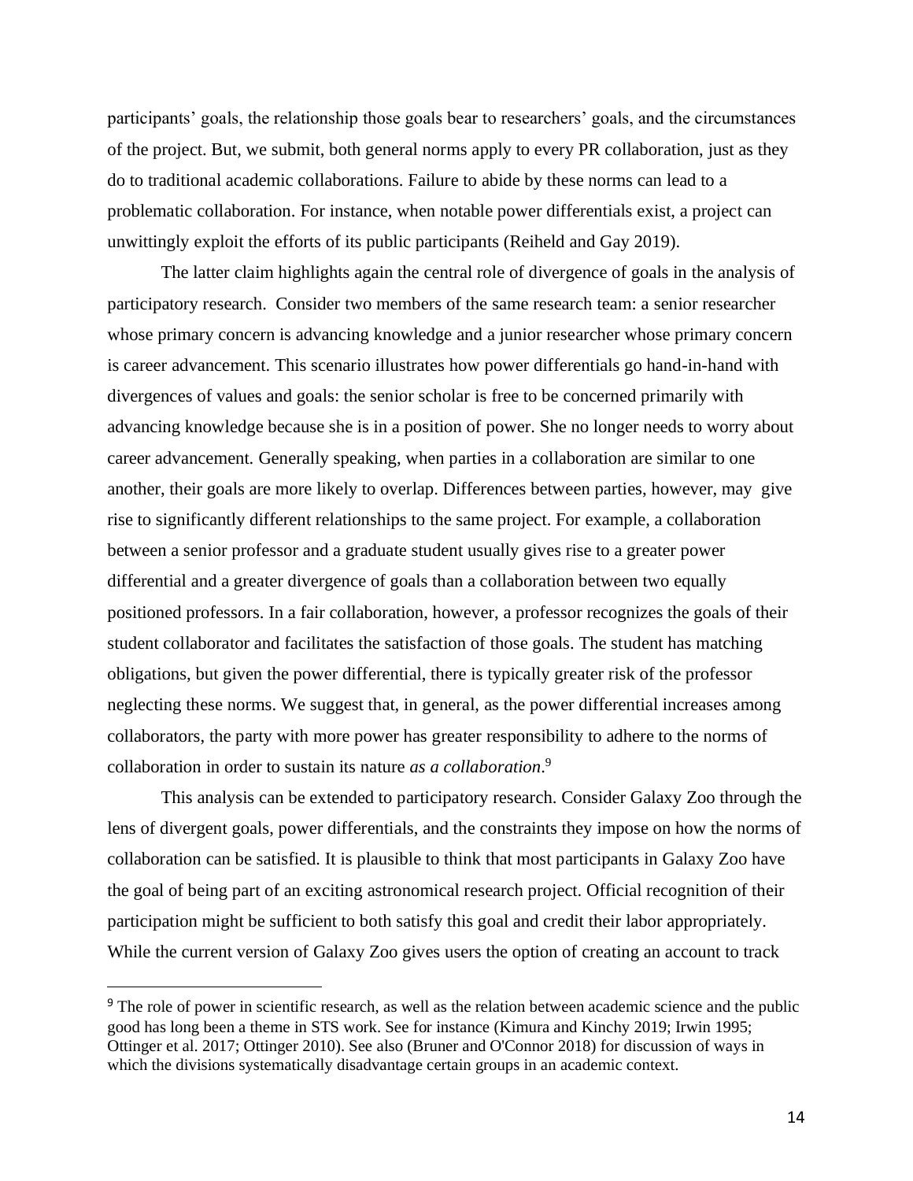participants' goals, the relationship those goals bear to researchers' goals, and the circumstances of the project. But, we submit, both general norms apply to every PR collaboration, just as they do to traditional academic collaborations. Failure to abide by these norms can lead to a problematic collaboration. For instance, when notable power differentials exist, a project can unwittingly exploit the efforts of its public participants (Reiheld and Gay 2019).

The latter claim highlights again the central role of divergence of goals in the analysis of participatory research. Consider two members of the same research team: a senior researcher whose primary concern is advancing knowledge and a junior researcher whose primary concern is career advancement. This scenario illustrates how power differentials go hand-in-hand with divergences of values and goals: the senior scholar is free to be concerned primarily with advancing knowledge because she is in a position of power. She no longer needs to worry about career advancement. Generally speaking, when parties in a collaboration are similar to one another, their goals are more likely to overlap. Differences between parties, however, may give rise to significantly different relationships to the same project. For example, a collaboration between a senior professor and a graduate student usually gives rise to a greater power differential and a greater divergence of goals than a collaboration between two equally positioned professors. In a fair collaboration, however, a professor recognizes the goals of their student collaborator and facilitates the satisfaction of those goals. The student has matching obligations, but given the power differential, there is typically greater risk of the professor neglecting these norms. We suggest that, in general, as the power differential increases among collaborators, the party with more power has greater responsibility to adhere to the norms of collaboration in order to sustain its nature *as a collaboration*.[9]

This analysis can be extended to participatory research. Consider Galaxy Zoo through the lens of divergent goals, power differentials, and the constraints they impose on how the norms of collaboration can be satisfied. It is plausible to think that most participants in Galaxy Zoo have the goal of being part of an exciting astronomical research project. Official recognition of their participation might be sufficient to both satisfy this goal and credit their labor appropriately. While the current version of Galaxy Zoo gives users the option of creating an account to track

---

[9] The role of power in scientific research, as well as the relation between academic science and the public good has long been a theme in STS work. See for instance (Kimura and Kinchy 2019; Irwin 1995; Ottinger et al. 2017; Ottinger 2010). See also (Bruner and O'Connor 2018) for discussion of ways in which the divisions systematically disadvantage certain groups in an academic context.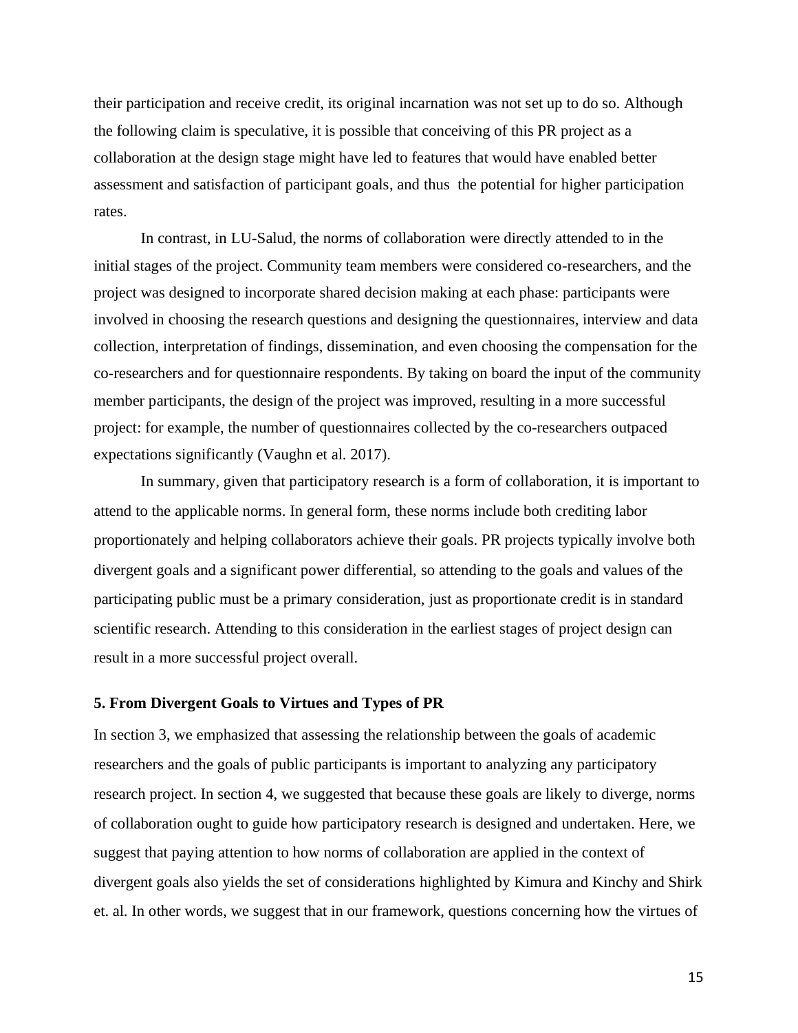their participation and receive credit, its original incarnation was not set up to do so. Although the following claim is speculative, it is possible that conceiving of this PR project as a collaboration at the design stage might have led to features that would have enabled better assessment and satisfaction of participant goals, and thus the potential for higher participation rates.

In contrast, in LU-Salud, the norms of collaboration were directly attended to in the initial stages of the project. Community team members were considered co-researchers, and the project was designed to incorporate shared decision making at each phase: participants were involved in choosing the research questions and designing the questionnaires, interview and data collection, interpretation of findings, dissemination, and even choosing the compensation for the co-researchers and for questionnaire respondents. By taking on board the input of the community member participants, the design of the project was improved, resulting in a more successful project: for example, the number of questionnaires collected by the co-researchers outpaced expectations significantly (Vaughn et al. 2017).

In summary, given that participatory research is a form of collaboration, it is important to attend to the applicable norms. In general form, these norms include both crediting labor proportionately and helping collaborators achieve their goals. PR projects typically involve both divergent goals and a significant power differential, so attending to the goals and values of the participating public must be a primary consideration, just as proportionate credit is in standard scientific research. Attending to this consideration in the earliest stages of project design can result in a more successful project overall.

## 5. From Divergent Goals to Virtues and Types of PR

In section 3, we emphasized that assessing the relationship between the goals of academic researchers and the goals of public participants is important to analyzing any participatory research project. In section 4, we suggested that because these goals are likely to diverge, norms of collaboration ought to guide how participatory research is designed and undertaken. Here, we suggest that paying attention to how norms of collaboration are applied in the context of divergent goals also yields the set of considerations highlighted by Kimura and Kinchy and Shirk et. al. In other words, we suggest that in our framework, questions concerning how the virtues of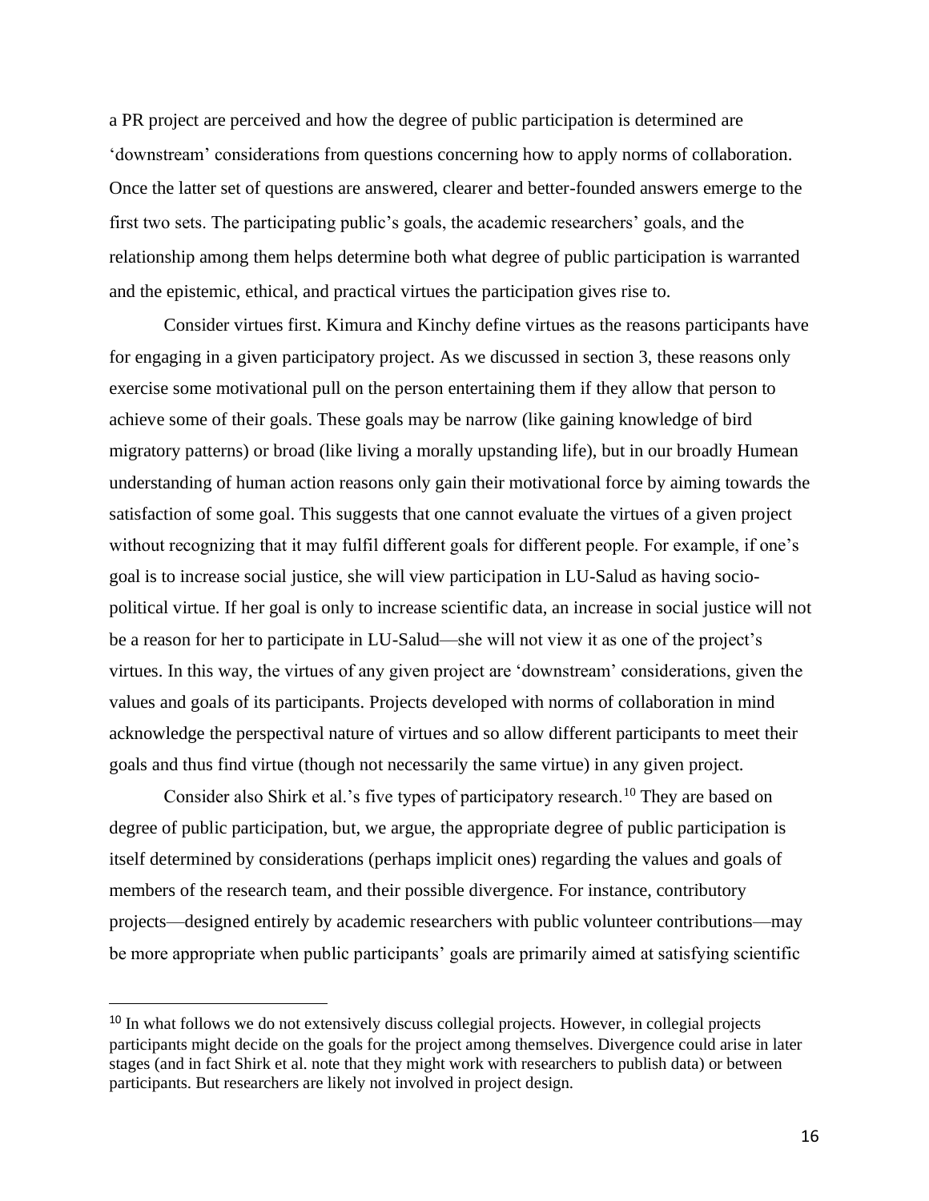a PR project are perceived and how the degree of public participation is determined are 'downstream' considerations from questions concerning how to apply norms of collaboration. Once the latter set of questions are answered, clearer and better-founded answers emerge to the first two sets. The participating public's goals, the academic researchers' goals, and the relationship among them helps determine both what degree of public participation is warranted and the epistemic, ethical, and practical virtues the participation gives rise to.

Consider virtues first. Kimura and Kinchy define virtues as the reasons participants have for engaging in a given participatory project. As we discussed in section 3, these reasons only exercise some motivational pull on the person entertaining them if they allow that person to achieve some of their goals. These goals may be narrow (like gaining knowledge of bird migratory patterns) or broad (like living a morally upstanding life), but in our broadly Humean understanding of human action reasons only gain their motivational force by aiming towards the satisfaction of some goal. This suggests that one cannot evaluate the virtues of a given project without recognizing that it may fulfil different goals for different people. For example, if one's goal is to increase social justice, she will view participation in LU-Salud as having socio-political virtue. If her goal is only to increase scientific data, an increase in social justice will not be a reason for her to participate in LU-Salud—she will not view it as one of the project's virtues. In this way, the virtues of any given project are 'downstream' considerations, given the values and goals of its participants. Projects developed with norms of collaboration in mind acknowledge the perspectival nature of virtues and so allow different participants to meet their goals and thus find virtue (though not necessarily the same virtue) in any given project.

Consider also Shirk et al.'s five types of participatory research.[10] They are based on degree of public participation, but, we argue, the appropriate degree of public participation is itself determined by considerations (perhaps implicit ones) regarding the values and goals of members of the research team, and their possible divergence. For instance, contributory projects—designed entirely by academic researchers with public volunteer contributions—may be more appropriate when public participants' goals are primarily aimed at satisfying scientific

---

[10] In what follows we do not extensively discuss collegial projects. However, in collegial projects participants might decide on the goals for the project among themselves. Divergence could arise in later stages (and in fact Shirk et al. note that they might work with researchers to publish data) or between participants. But researchers are likely not involved in project design.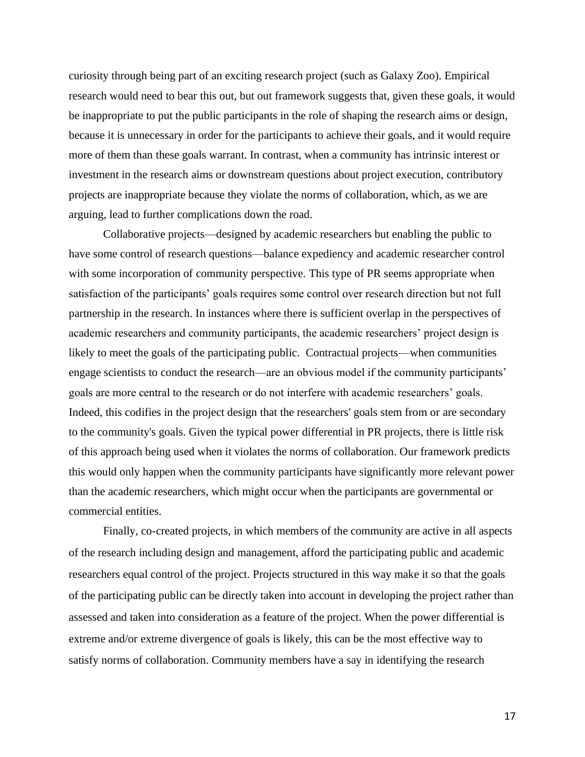curiosity through being part of an exciting research project (such as Galaxy Zoo). Empirical research would need to bear this out, but out framework suggests that, given these goals, it would be inappropriate to put the public participants in the role of shaping the research aims or design, because it is unnecessary in order for the participants to achieve their goals, and it would require more of them than these goals warrant. In contrast, when a community has intrinsic interest or investment in the research aims or downstream questions about project execution, contributory projects are inappropriate because they violate the norms of collaboration, which, as we are arguing, lead to further complications down the road.

Collaborative projects—designed by academic researchers but enabling the public to have some control of research questions—balance expediency and academic researcher control with some incorporation of community perspective. This type of PR seems appropriate when satisfaction of the participants' goals requires some control over research direction but not full partnership in the research. In instances where there is sufficient overlap in the perspectives of academic researchers and community participants, the academic researchers' project design is likely to meet the goals of the participating public. Contractual projects—when communities engage scientists to conduct the research—are an obvious model if the community participants' goals are more central to the research or do not interfere with academic researchers' goals. Indeed, this codifies in the project design that the researchers' goals stem from or are secondary to the community's goals. Given the typical power differential in PR projects, there is little risk of this approach being used when it violates the norms of collaboration. Our framework predicts this would only happen when the community participants have significantly more relevant power than the academic researchers, which might occur when the participants are governmental or commercial entities.

Finally, co-created projects, in which members of the community are active in all aspects of the research including design and management, afford the participating public and academic researchers equal control of the project. Projects structured in this way make it so that the goals of the participating public can be directly taken into account in developing the project rather than assessed and taken into consideration as a feature of the project. When the power differential is extreme and/or extreme divergence of goals is likely, this can be the most effective way to satisfy norms of collaboration. Community members have a say in identifying the research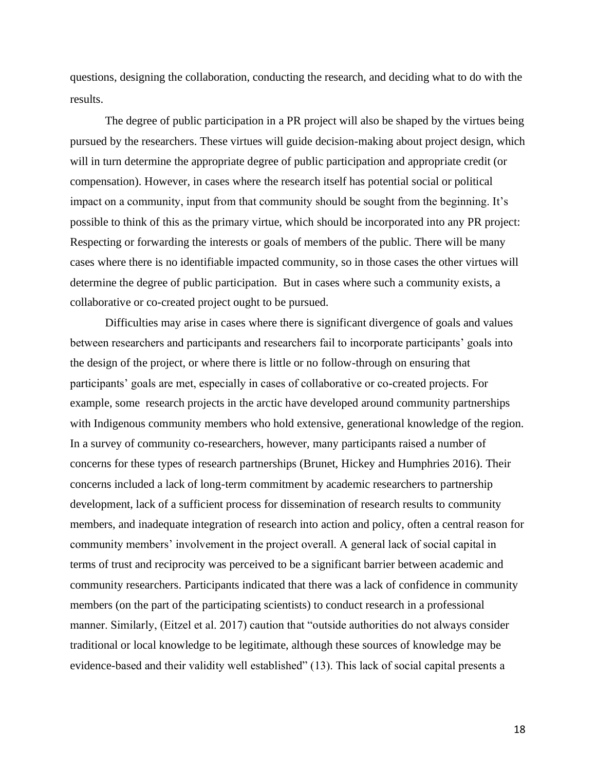questions, designing the collaboration, conducting the research, and deciding what to do with the results.

The degree of public participation in a PR project will also be shaped by the virtues being pursued by the researchers. These virtues will guide decision-making about project design, which will in turn determine the appropriate degree of public participation and appropriate credit (or compensation). However, in cases where the research itself has potential social or political impact on a community, input from that community should be sought from the beginning. It's possible to think of this as the primary virtue, which should be incorporated into any PR project: Respecting or forwarding the interests or goals of members of the public. There will be many cases where there is no identifiable impacted community, so in those cases the other virtues will determine the degree of public participation. But in cases where such a community exists, a collaborative or co-created project ought to be pursued.

Difficulties may arise in cases where there is significant divergence of goals and values between researchers and participants and researchers fail to incorporate participants' goals into the design of the project, or where there is little or no follow-through on ensuring that participants' goals are met, especially in cases of collaborative or co-created projects. For example, some research projects in the arctic have developed around community partnerships with Indigenous community members who hold extensive, generational knowledge of the region. In a survey of community co-researchers, however, many participants raised a number of concerns for these types of research partnerships (Brunet, Hickey and Humphries 2016). Their concerns included a lack of long-term commitment by academic researchers to partnership development, lack of a sufficient process for dissemination of research results to community members, and inadequate integration of research into action and policy, often a central reason for community members' involvement in the project overall. A general lack of social capital in terms of trust and reciprocity was perceived to be a significant barrier between academic and community researchers. Participants indicated that there was a lack of confidence in community members (on the part of the participating scientists) to conduct research in a professional manner. Similarly, (Eitzel et al. 2017) caution that "outside authorities do not always consider traditional or local knowledge to be legitimate, although these sources of knowledge may be evidence-based and their validity well established" (13). This lack of social capital presents a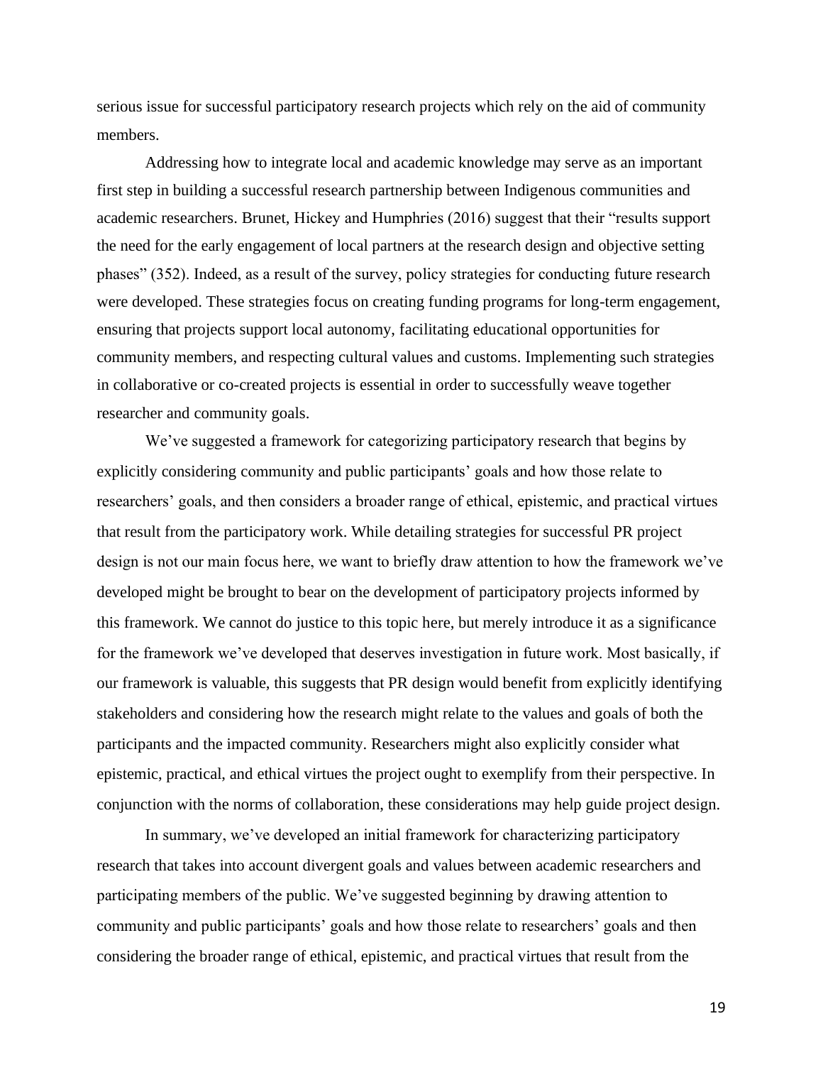serious issue for successful participatory research projects which rely on the aid of community members.

Addressing how to integrate local and academic knowledge may serve as an important first step in building a successful research partnership between Indigenous communities and academic researchers. Brunet, Hickey and Humphries (2016) suggest that their "results support the need for the early engagement of local partners at the research design and objective setting phases" (352). Indeed, as a result of the survey, policy strategies for conducting future research were developed. These strategies focus on creating funding programs for long-term engagement, ensuring that projects support local autonomy, facilitating educational opportunities for community members, and respecting cultural values and customs. Implementing such strategies in collaborative or co-created projects is essential in order to successfully weave together researcher and community goals.

We've suggested a framework for categorizing participatory research that begins by explicitly considering community and public participants' goals and how those relate to researchers' goals, and then considers a broader range of ethical, epistemic, and practical virtues that result from the participatory work. While detailing strategies for successful PR project design is not our main focus here, we want to briefly draw attention to how the framework we've developed might be brought to bear on the development of participatory projects informed by this framework. We cannot do justice to this topic here, but merely introduce it as a significance for the framework we've developed that deserves investigation in future work. Most basically, if our framework is valuable, this suggests that PR design would benefit from explicitly identifying stakeholders and considering how the research might relate to the values and goals of both the participants and the impacted community. Researchers might also explicitly consider what epistemic, practical, and ethical virtues the project ought to exemplify from their perspective. In conjunction with the norms of collaboration, these considerations may help guide project design.

In summary, we've developed an initial framework for characterizing participatory research that takes into account divergent goals and values between academic researchers and participating members of the public. We've suggested beginning by drawing attention to community and public participants' goals and how those relate to researchers' goals and then considering the broader range of ethical, epistemic, and practical virtues that result from the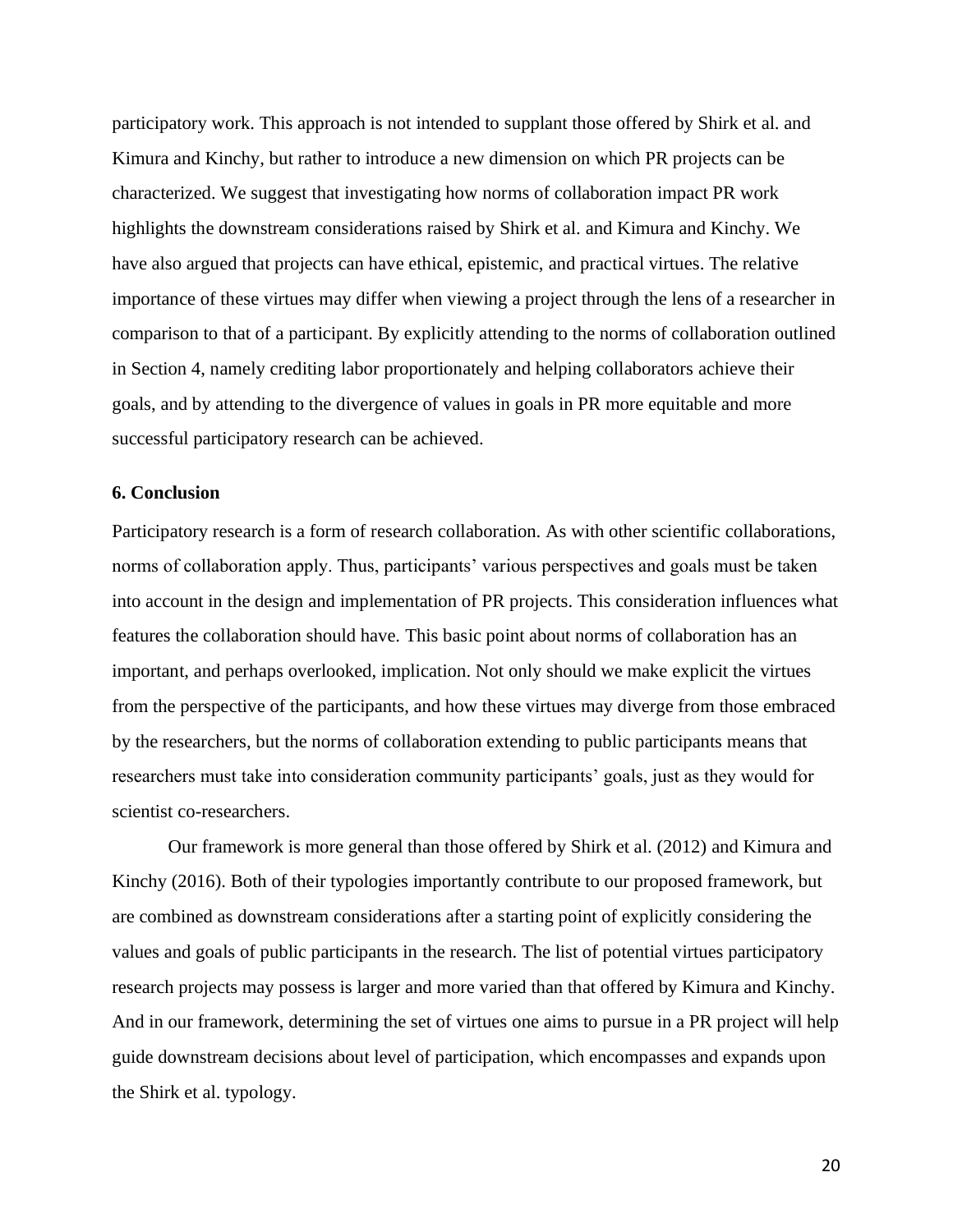participatory work. This approach is not intended to supplant those offered by Shirk et al. and Kimura and Kinchy, but rather to introduce a new dimension on which PR projects can be characterized. We suggest that investigating how norms of collaboration impact PR work highlights the downstream considerations raised by Shirk et al. and Kimura and Kinchy. We have also argued that projects can have ethical, epistemic, and practical virtues. The relative importance of these virtues may differ when viewing a project through the lens of a researcher in comparison to that of a participant. By explicitly attending to the norms of collaboration outlined in Section 4, namely crediting labor proportionately and helping collaborators achieve their goals, and by attending to the divergence of values in goals in PR more equitable and more successful participatory research can be achieved.

### 6. Conclusion

Participatory research is a form of research collaboration. As with other scientific collaborations, norms of collaboration apply. Thus, participants' various perspectives and goals must be taken into account in the design and implementation of PR projects. This consideration influences what features the collaboration should have. This basic point about norms of collaboration has an important, and perhaps overlooked, implication. Not only should we make explicit the virtues from the perspective of the participants, and how these virtues may diverge from those embraced by the researchers, but the norms of collaboration extending to public participants means that researchers must take into consideration community participants' goals, just as they would for scientist co-researchers.

Our framework is more general than those offered by Shirk et al. (2012) and Kimura and Kinchy (2016). Both of their typologies importantly contribute to our proposed framework, but are combined as downstream considerations after a starting point of explicitly considering the values and goals of public participants in the research. The list of potential virtues participatory research projects may possess is larger and more varied than that offered by Kimura and Kinchy. And in our framework, determining the set of virtues one aims to pursue in a PR project will help guide downstream decisions about level of participation, which encompasses and expands upon the Shirk et al. typology.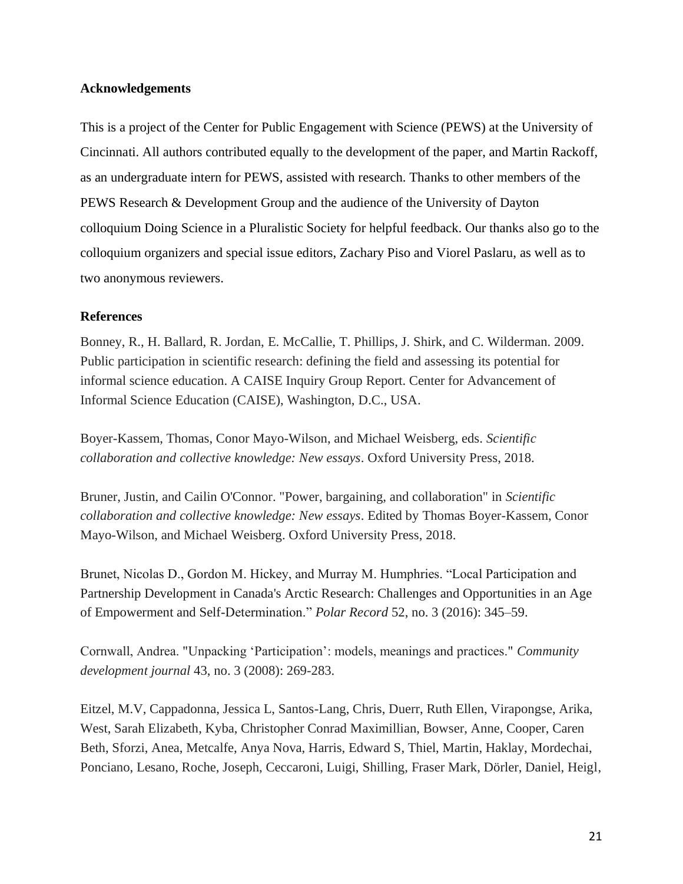## Acknowledgements

This is a project of the Center for Public Engagement with Science (PEWS) at the University of Cincinnati. All authors contributed equally to the development of the paper, and Martin Rackoff, as an undergraduate intern for PEWS, assisted with research. Thanks to other members of the PEWS Research & Development Group and the audience of the University of Dayton colloquium Doing Science in a Pluralistic Society for helpful feedback. Our thanks also go to the colloquium organizers and special issue editors, Zachary Piso and Viorel Paslaru, as well as to two anonymous reviewers.

## References

Bonney, R., H. Ballard, R. Jordan, E. McCallie, T. Phillips, J. Shirk, and C. Wilderman. 2009. Public participation in scientific research: defining the field and assessing its potential for informal science education. A CAISE Inquiry Group Report. Center for Advancement of Informal Science Education (CAISE), Washington, D.C., USA.

Boyer-Kassem, Thomas, Conor Mayo-Wilson, and Michael Weisberg, eds. *Scientific collaboration and collective knowledge: New essays*. Oxford University Press, 2018.

Bruner, Justin, and Cailin O'Connor. "Power, bargaining, and collaboration" in *Scientific collaboration and collective knowledge: New essays*. Edited by Thomas Boyer-Kassem, Conor Mayo-Wilson, and Michael Weisberg. Oxford University Press, 2018.

Brunet, Nicolas D., Gordon M. Hickey, and Murray M. Humphries. "Local Participation and Partnership Development in Canada's Arctic Research: Challenges and Opportunities in an Age of Empowerment and Self-Determination." *Polar Record* 52, no. 3 (2016): 345–59.

Cornwall, Andrea. "Unpacking 'Participation': models, meanings and practices." *Community development journal* 43, no. 3 (2008): 269-283.

Eitzel, M.V, Cappadonna, Jessica L, Santos-Lang, Chris, Duerr, Ruth Ellen, Virapongse, Arika, West, Sarah Elizabeth, Kyba, Christopher Conrad Maximillian, Bowser, Anne, Cooper, Caren Beth, Sforzi, Anea, Metcalfe, Anya Nova, Harris, Edward S, Thiel, Martin, Haklay, Mordechai, Ponciano, Lesano, Roche, Joseph, Ceccaroni, Luigi, Shilling, Fraser Mark, Dörler, Daniel, Heigl,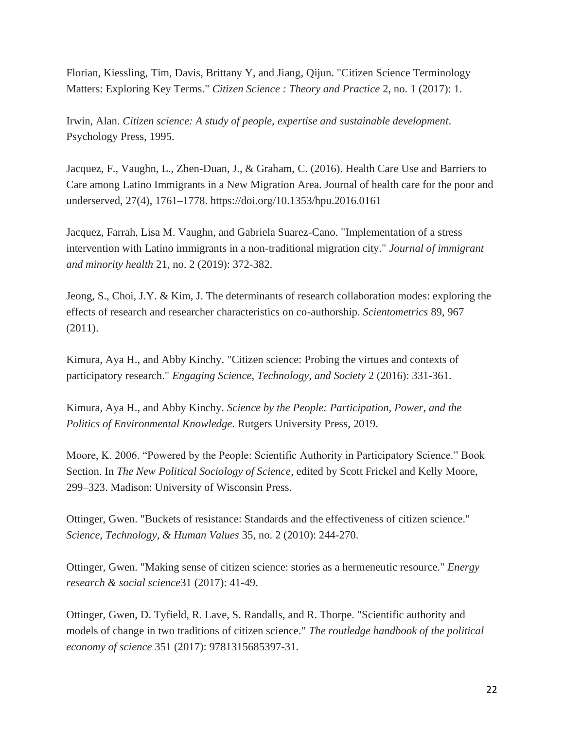Florian, Kiessling, Tim, Davis, Brittany Y, and Jiang, Qijun. "Citizen Science Terminology Matters: Exploring Key Terms." *Citizen Science : Theory and Practice* 2, no. 1 (2017): 1.

Irwin, Alan. *Citizen science: A study of people, expertise and sustainable development*. Psychology Press, 1995.

Jacquez, F., Vaughn, L., Zhen-Duan, J., & Graham, C. (2016). Health Care Use and Barriers to Care among Latino Immigrants in a New Migration Area. Journal of health care for the poor and underserved, 27(4), 1761–1778. https://doi.org/10.1353/hpu.2016.0161

Jacquez, Farrah, Lisa M. Vaughn, and Gabriela Suarez-Cano. "Implementation of a stress intervention with Latino immigrants in a non-traditional migration city." *Journal of immigrant and minority health* 21, no. 2 (2019): 372-382.

Jeong, S., Choi, J.Y. & Kim, J. The determinants of research collaboration modes: exploring the effects of research and researcher characteristics on co-authorship. *Scientometrics* 89, 967 (2011).

Kimura, Aya H., and Abby Kinchy. "Citizen science: Probing the virtues and contexts of participatory research." *Engaging Science, Technology, and Society* 2 (2016): 331-361.

Kimura, Aya H., and Abby Kinchy. *Science by the People: Participation, Power, and the Politics of Environmental Knowledge*. Rutgers University Press, 2019.

Moore, K. 2006. "Powered by the People: Scientific Authority in Participatory Science." Book Section. In *The New Political Sociology of Science*, edited by Scott Frickel and Kelly Moore, 299–323. Madison: University of Wisconsin Press.

Ottinger, Gwen. "Buckets of resistance: Standards and the effectiveness of citizen science." *Science, Technology, & Human Values* 35, no. 2 (2010): 244-270.

Ottinger, Gwen. "Making sense of citizen science: stories as a hermeneutic resource." *Energy research & social science*31 (2017): 41-49.

Ottinger, Gwen, D. Tyfield, R. Lave, S. Randalls, and R. Thorpe. "Scientific authority and models of change in two traditions of citizen science." *The routledge handbook of the political economy of science* 351 (2017): 9781315685397-31.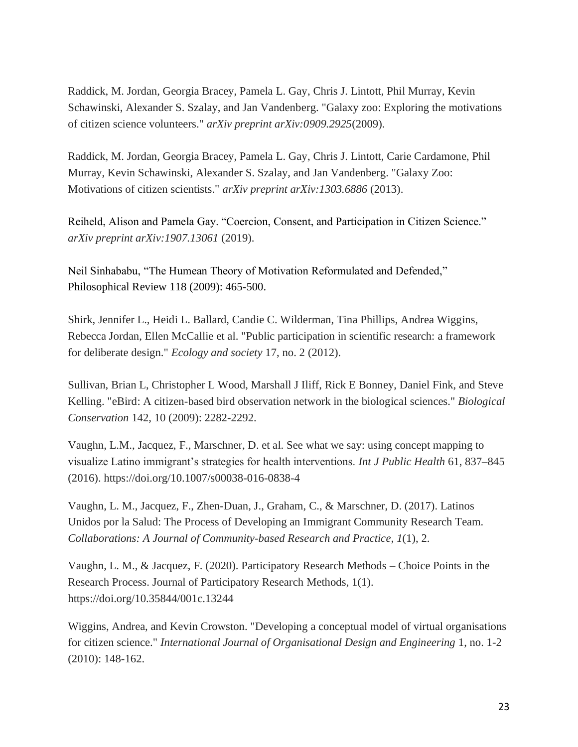Raddick, M. Jordan, Georgia Bracey, Pamela L. Gay, Chris J. Lintott, Phil Murray, Kevin Schawinski, Alexander S. Szalay, and Jan Vandenberg. "Galaxy zoo: Exploring the motivations of citizen science volunteers." *arXiv preprint arXiv:0909.2925*(2009).

Raddick, M. Jordan, Georgia Bracey, Pamela L. Gay, Chris J. Lintott, Carie Cardamone, Phil Murray, Kevin Schawinski, Alexander S. Szalay, and Jan Vandenberg. "Galaxy Zoo: Motivations of citizen scientists." *arXiv preprint arXiv:1303.6886* (2013).

Reiheld, Alison and Pamela Gay. "Coercion, Consent, and Participation in Citizen Science." *arXiv preprint arXiv:1907.13061* (2019).

Neil Sinhababu, "The Humean Theory of Motivation Reformulated and Defended," Philosophical Review 118 (2009): 465-500.

Shirk, Jennifer L., Heidi L. Ballard, Candie C. Wilderman, Tina Phillips, Andrea Wiggins, Rebecca Jordan, Ellen McCallie et al. "Public participation in scientific research: a framework for deliberate design." *Ecology and society* 17, no. 2 (2012).

Sullivan, Brian L, Christopher L Wood, Marshall J Iliff, Rick E Bonney, Daniel Fink, and Steve Kelling. "eBird: A citizen-based bird observation network in the biological sciences." *Biological Conservation* 142, 10 (2009): 2282-2292.

Vaughn, L.M., Jacquez, F., Marschner, D. et al. See what we say: using concept mapping to visualize Latino immigrant's strategies for health interventions. *Int J Public Health* 61, 837–845 (2016). https://doi.org/10.1007/s00038-016-0838-4

Vaughn, L. M., Jacquez, F., Zhen-Duan, J., Graham, C., & Marschner, D. (2017). Latinos Unidos por la Salud: The Process of Developing an Immigrant Community Research Team. *Collaborations: A Journal of Community-based Research and Practice*, *1*(1), 2.

Vaughn, L. M., & Jacquez, F. (2020). Participatory Research Methods – Choice Points in the Research Process. Journal of Participatory Research Methods, 1(1). https://doi.org/10.35844/001c.13244

Wiggins, Andrea, and Kevin Crowston. "Developing a conceptual model of virtual organisations for citizen science." *International Journal of Organisational Design and Engineering* 1, no. 1-2 (2010): 148-162.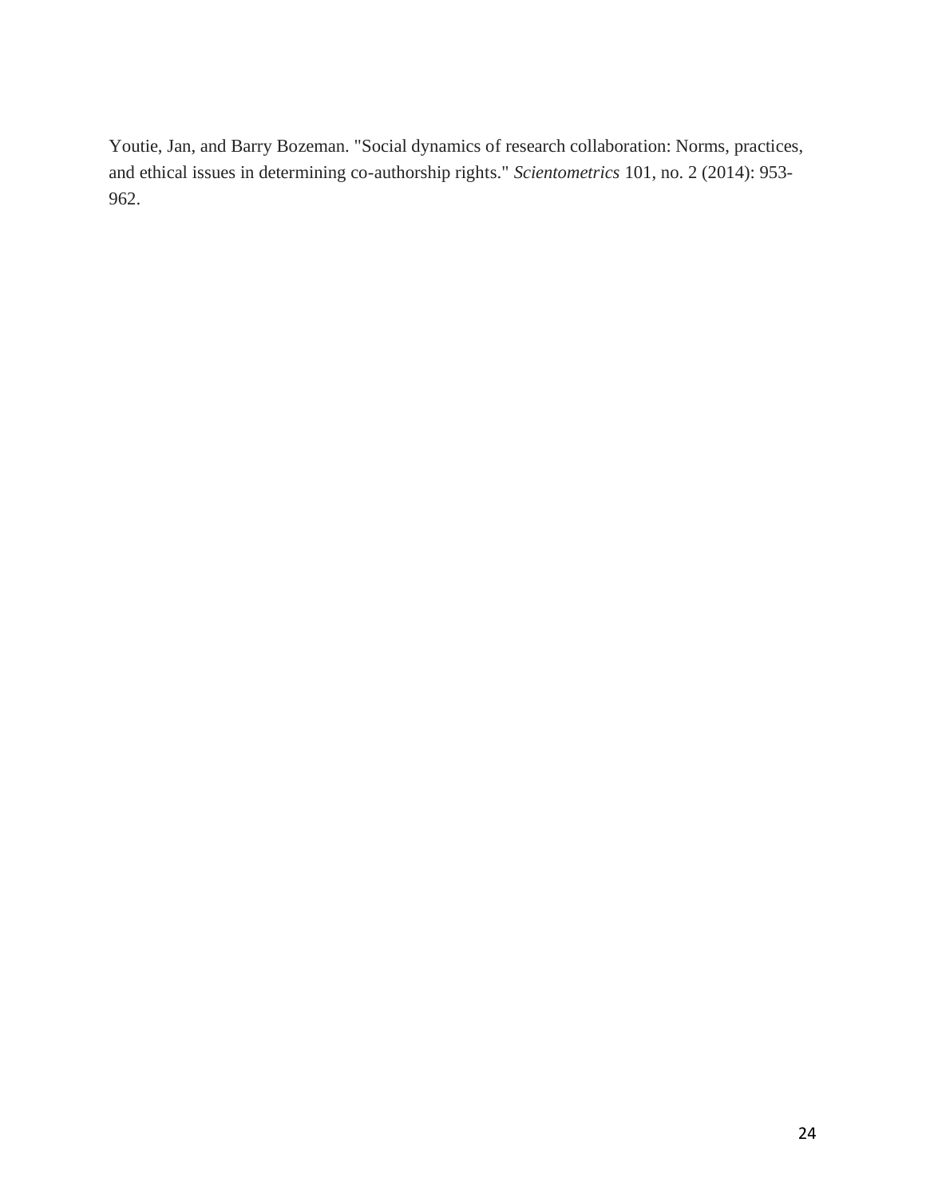Youtie, Jan, and Barry Bozeman. "Social dynamics of research collaboration: Norms, practices, and ethical issues in determining co-authorship rights." *Scientometrics* 101, no. 2 (2014): 953-962.